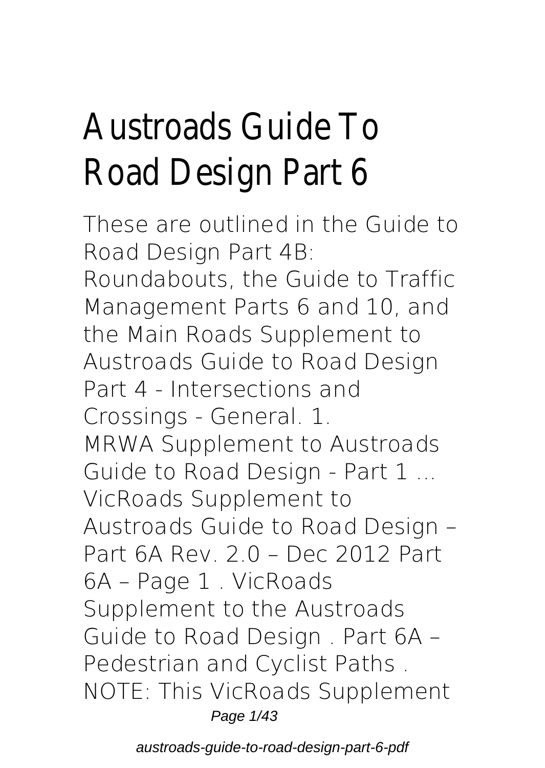# Austroads Guide To Road Design Part 6

These are outlined in the Guide to Road Design Part 4B: Roundabouts, the Guide to Traffic Management Parts 6 and 10, and the Main Roads Supplement to Austroads Guide to Road Design Part 4 - Intersections and Crossings - General. 1.

MRWA Supplement to Austroads Guide to Road Design - Part 1 ...

VicRoads Supplement to Austroads Guide to Road Design – Part 6A Rev. 2.0 – Dec 2012 Part 6A – Page 1 . VicRoads Supplement to the Austroads Guide to Road Design . Part 6A – Pedestrian and Cyclist Paths . NOTE: This VicRoads Supplement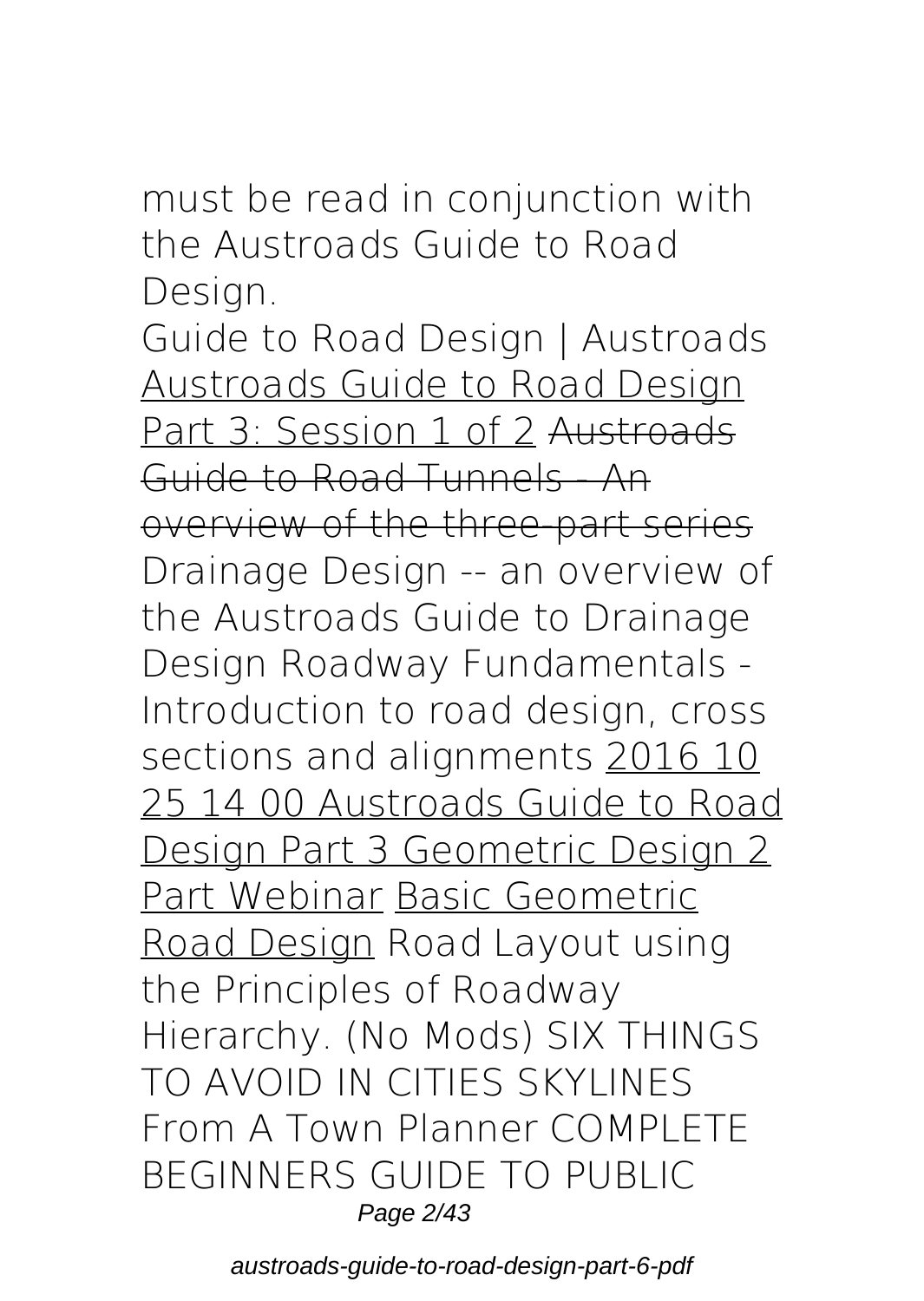must be read in conjunction with the Austroads Guide to Road Design.

**Guide to Road Design | Austroads** Austroads Guide to Road Design Part 3: Session 1 of 2 ~~Austroads Guide to Road Tunnels - An overview of the three-part series~~ **Drainage Design -- an overview of the Austroads Guide to Drainage Design** **Roadway Fundamentals - Introduction to road design, cross sections and alignments** 2016 10 25 14 00 Austroads Guide to Road Design Part 3 Geometric Design 2 Part Webinar Basic Geometric Road Design **Road Layout using the Principles of Roadway Hierarchy. (No Mods)** **SIX THINGS TO AVOID IN CITIES SKYLINES From A Town Planner** **COMPLETE BEGINNERS GUIDE TO PUBLIC**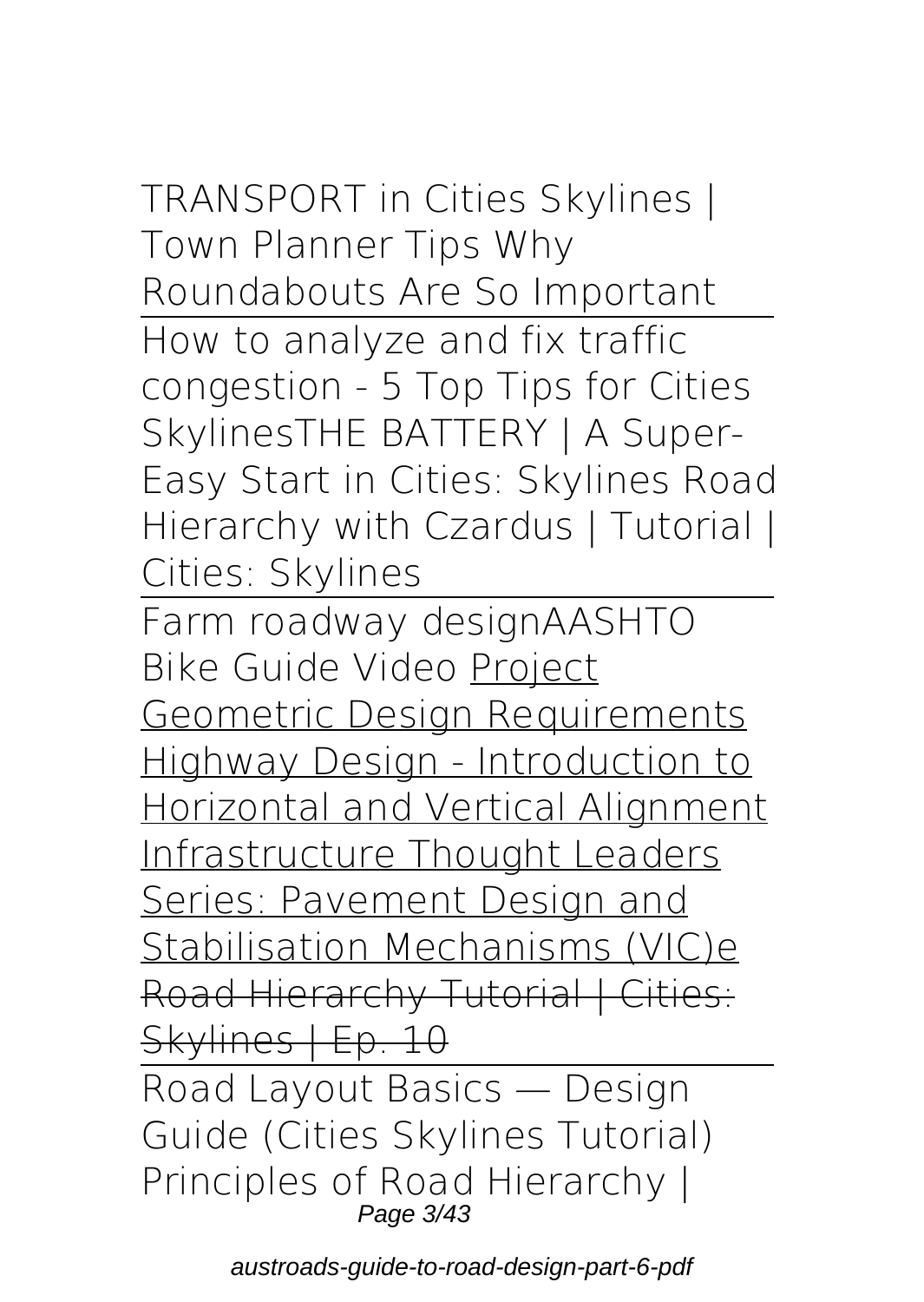TRANSPORT in Cities Skylines | Town Planner Tips Why Roundabouts Are So Important

How to analyze and fix traffic congestion - 5 Top Tips for Cities SkylinesTHE BATTERY | A Super-Easy Start in Cities: Skylines Road Hierarchy with Czardus | Tutorial | Cities: Skylines

Farm roadway designAASHTO Bike Guide Video Project Geometric Design Requirements Highway Design - Introduction to Horizontal and Vertical Alignment Infrastructure Thought Leaders Series: Pavement Design and Stabilisation Mechanisms (VIC)e ~~Road Hierarchy Tutorial | Cities: Skylines | Ep. 10~~

Road Layout Basics — Design Guide (Cities Skylines Tutorial) Principles of Road Hierarchy |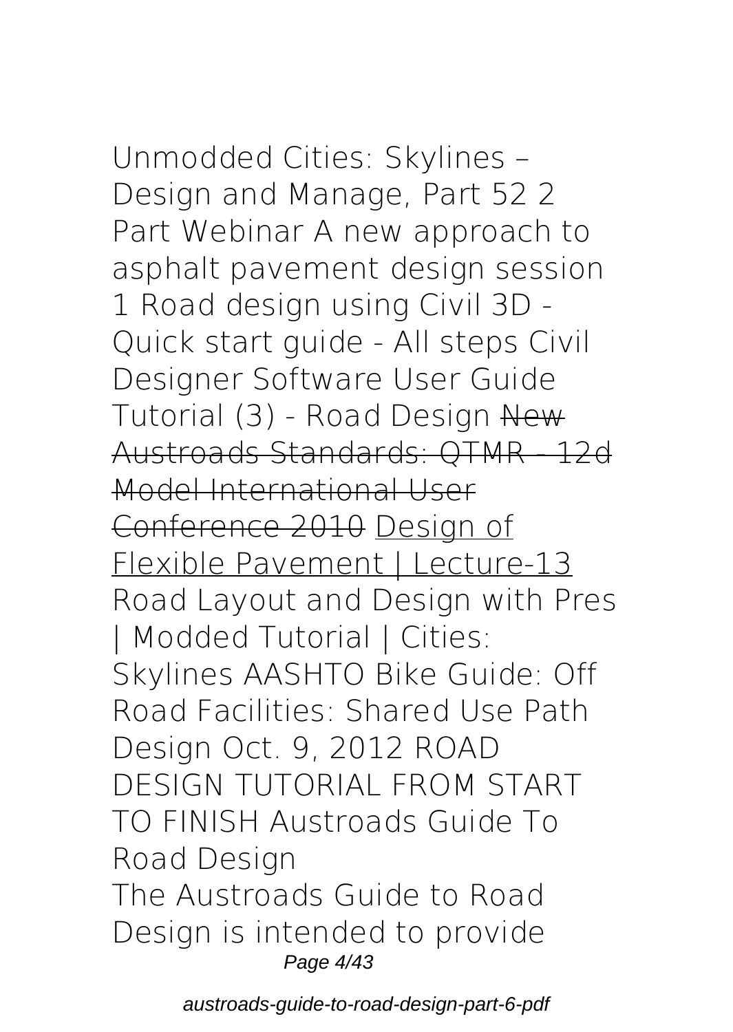**Unmodded Cities: Skylines – Design and Manage, Part 52** **2 Part Webinar A new approach to asphalt pavement design session 1** **Road design using Civil 3D - Quick start guide - All steps** **Civil Designer Software User Guide Tutorial (3) - Road Design** ~~New Austroads Standards: QTMR - 12d Model International User Conference 2010~~ Design of Flexible Pavement | Lecture-13 **Road Layout and Design with Pres | Modded Tutorial | Cities: Skylines** **AASHTO Bike Guide: Off Road Facilities: Shared Use Path Design Oct. 9, 2012** **ROAD DESIGN TUTORIAL FROM START TO FINISH** **Austroads Guide To Road Design**

The Austroads Guide to Road Design is intended to provide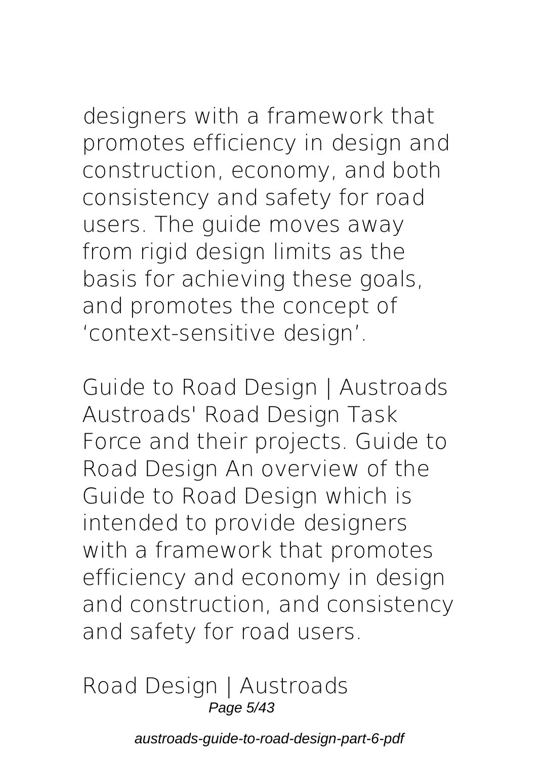designers with a framework that promotes efficiency in design and construction, economy, and both consistency and safety for road users. The guide moves away from rigid design limits as the basis for achieving these goals, and promotes the concept of 'context-sensitive design'.

**Guide to Road Design | Austroads**
Austroads' Road Design Task Force and their projects. Guide to Road Design An overview of the Guide to Road Design which is intended to provide designers with a framework that promotes efficiency and economy in design and construction, and consistency and safety for road users.

**Road Design | Austroads**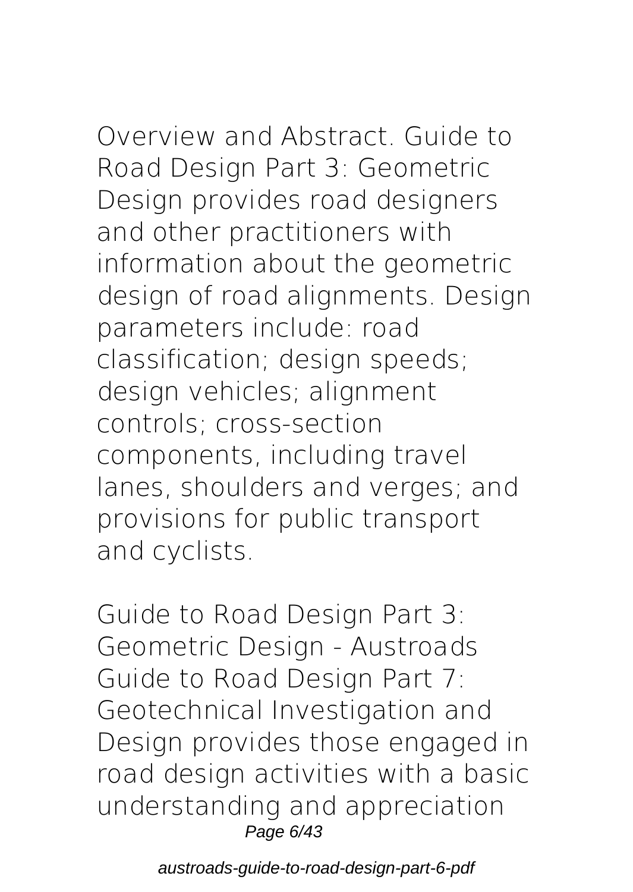Overview and Abstract. Guide to Road Design Part 3: Geometric Design provides road designers and other practitioners with information about the geometric design of road alignments. Design parameters include: road classification; design speeds; design vehicles; alignment controls; cross-section components, including travel lanes, shoulders and verges; and provisions for public transport and cyclists.

Guide to Road Design Part 3: Geometric Design - Austroads
Guide to Road Design Part 7: Geotechnical Investigation and Design provides those engaged in road design activities with a basic understanding and appreciation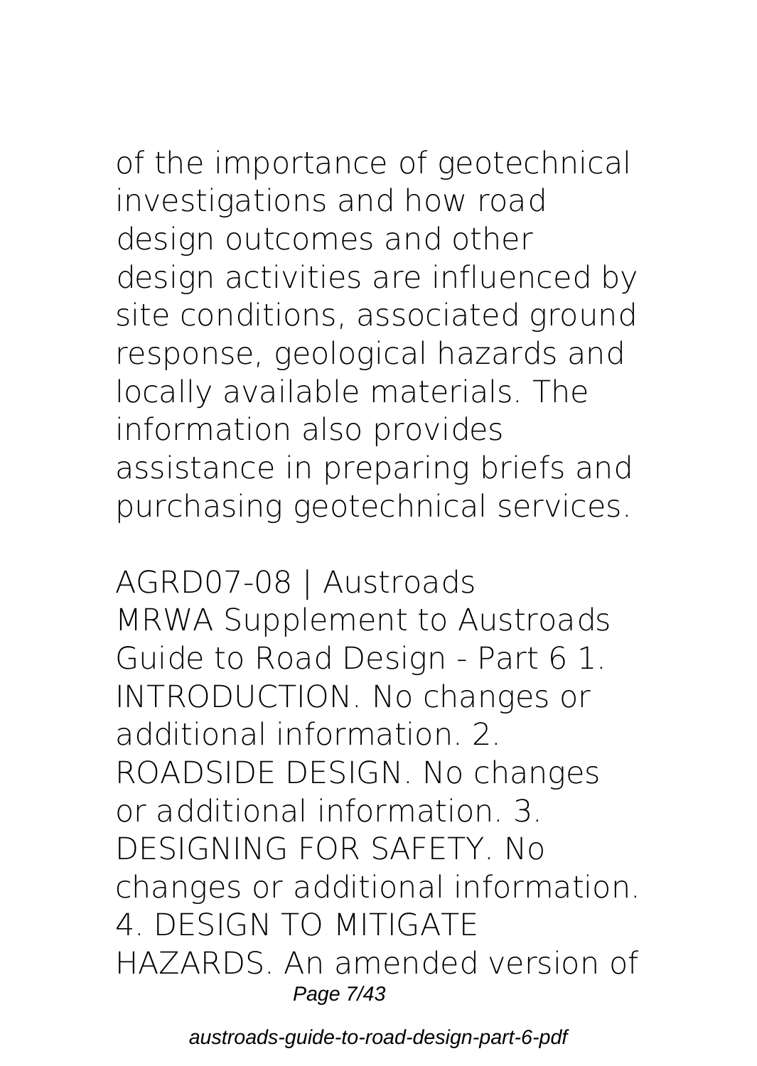of the importance of geotechnical investigations and how road design outcomes and other design activities are influenced by site conditions, associated ground response, geological hazards and locally available materials. The information also provides assistance in preparing briefs and purchasing geotechnical services.

AGRD07-08 | Austroads
MRWA Supplement to Austroads Guide to Road Design - Part 6 1. INTRODUCTION. No changes or additional information. 2. ROADSIDE DESIGN. No changes or additional information. 3. DESIGNING FOR SAFETY. No changes or additional information. 4. DESIGN TO MITIGATE HAZARDS. An amended version of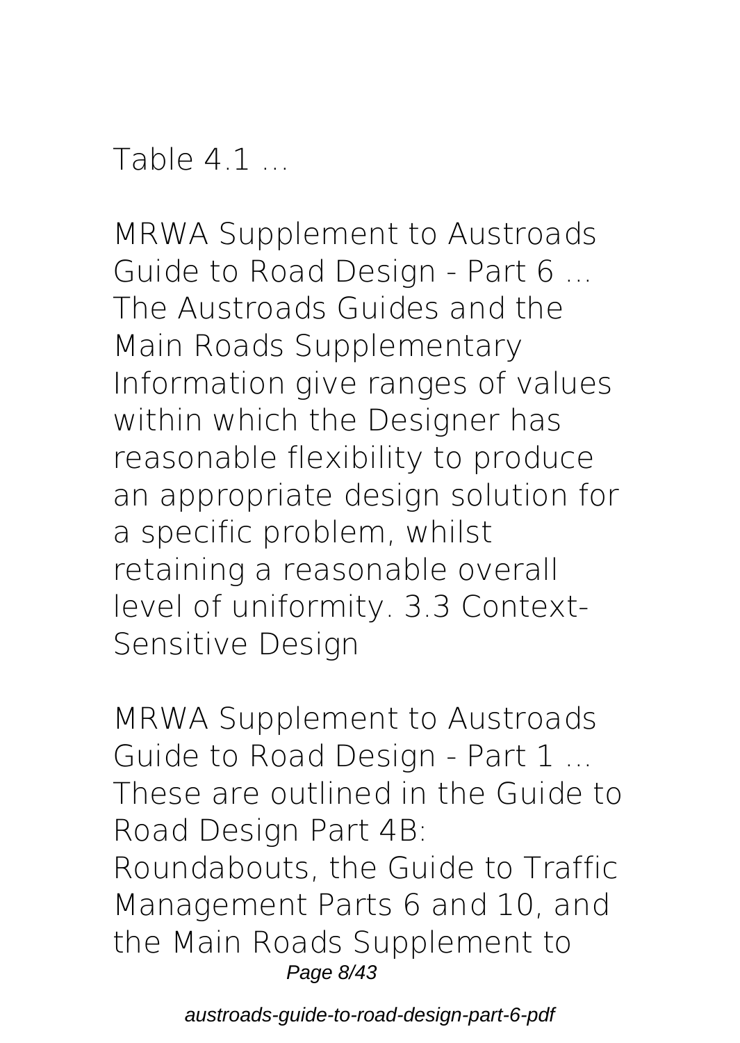Table 4.1 ...

**MRWA Supplement to Austroads Guide to Road Design - Part 6 ...**
The Austroads Guides and the Main Roads Supplementary Information give ranges of values within which the Designer has reasonable flexibility to produce an appropriate design solution for a specific problem, whilst retaining a reasonable overall level of uniformity. 3.3 Context-Sensitive Design

**MRWA Supplement to Austroads Guide to Road Design - Part 1 ...**
These are outlined in the Guide to Road Design Part 4B: Roundabouts, the Guide to Traffic Management Parts 6 and 10, and the Main Roads Supplement to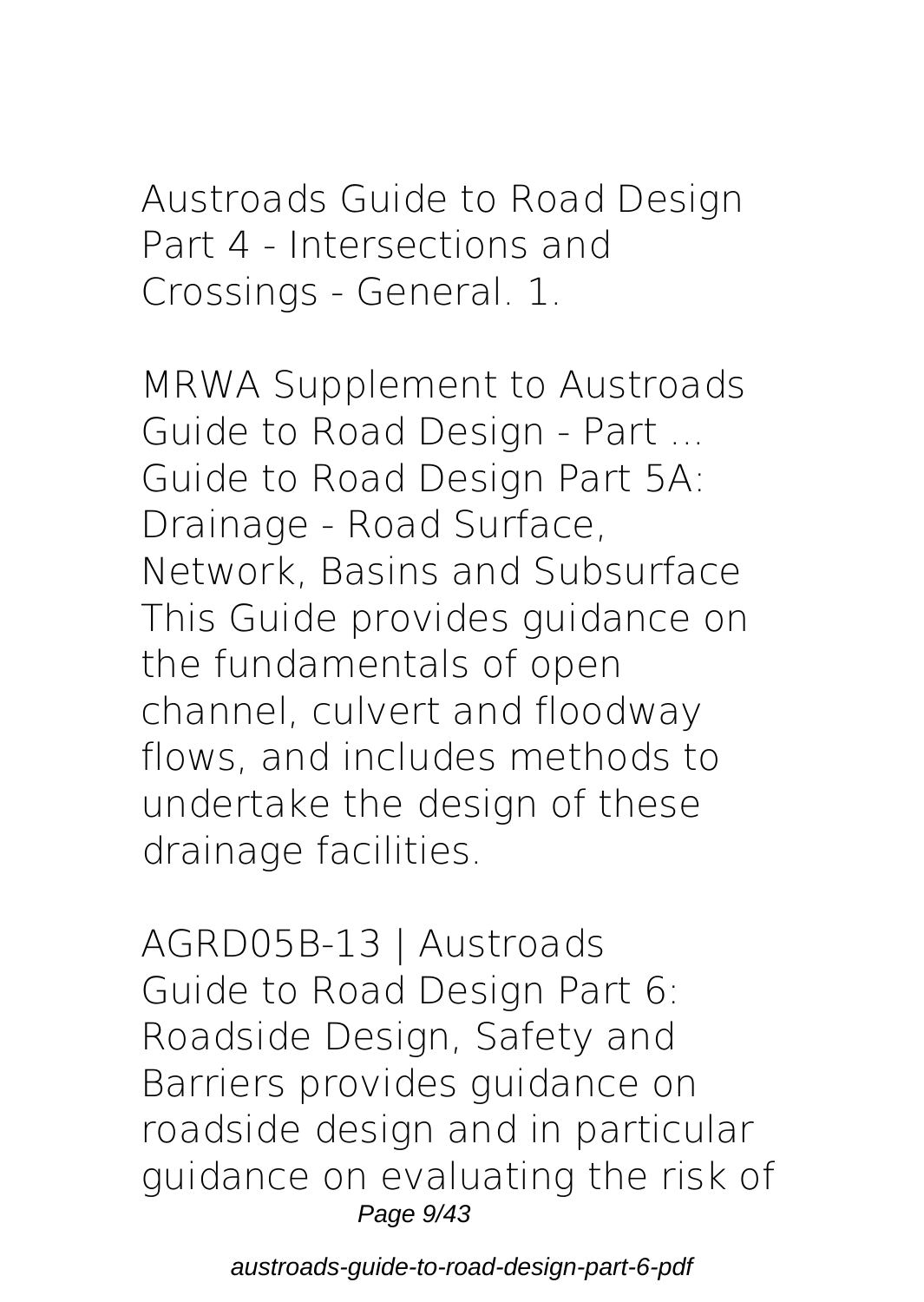**Austroads Guide to Road Design Part 4 - Intersections and Crossings - General. 1.**

**MRWA Supplement to Austroads Guide to Road Design - Part ...**
Guide to Road Design Part 5A: Drainage - Road Surface, Network, Basins and Subsurface This Guide provides guidance on the fundamentals of open channel, culvert and floodway flows, and includes methods to undertake the design of these drainage facilities.

**AGRD05B-13 | Austroads**
Guide to Road Design Part 6: Roadside Design, Safety and Barriers provides guidance on roadside design and in particular guidance on evaluating the risk of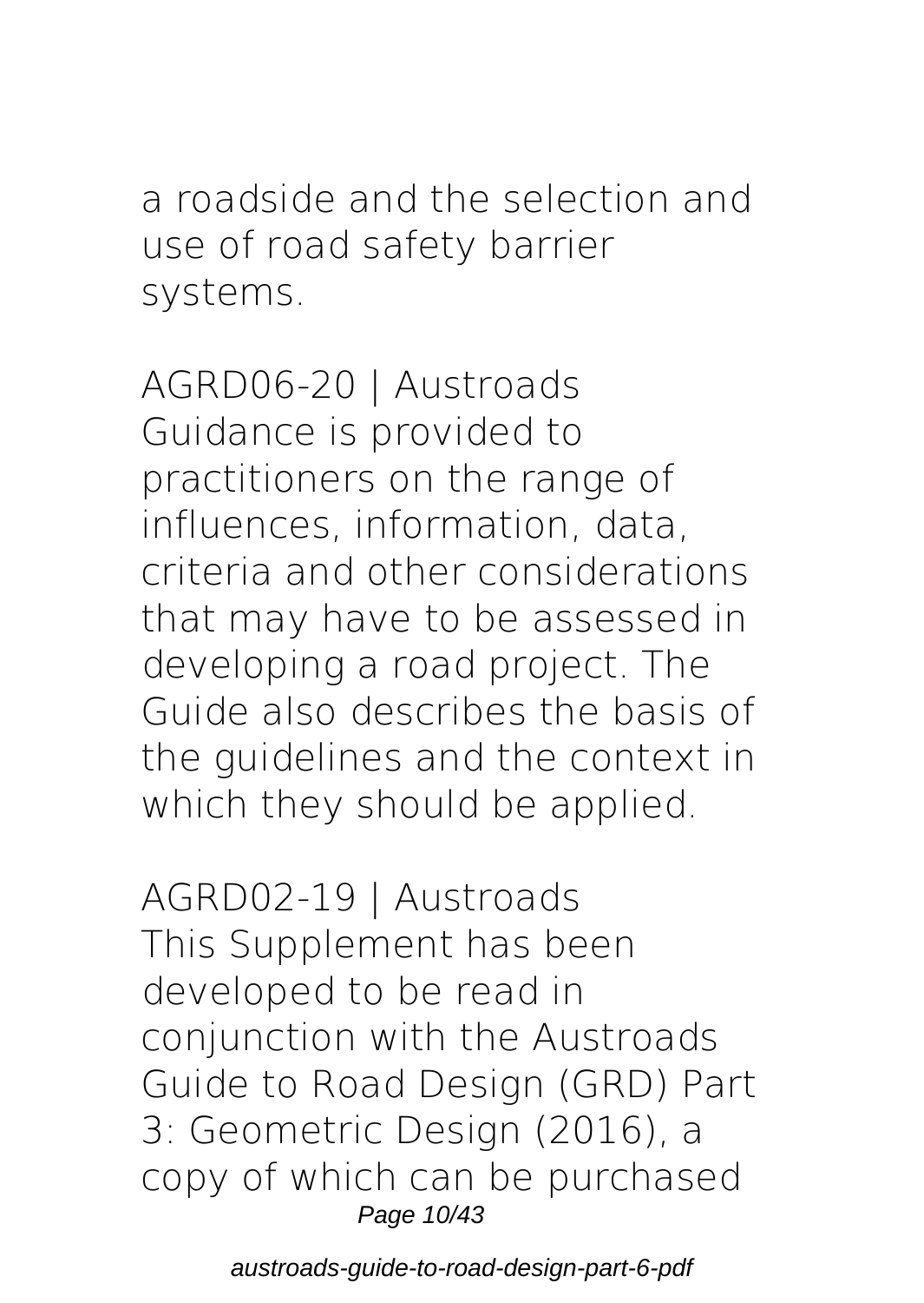a roadside and the selection and use of road safety barrier systems.

**AGRD06-20 | Austroads**
Guidance is provided to practitioners on the range of influences, information, data, criteria and other considerations that may have to be assessed in developing a road project. The Guide also describes the basis of the guidelines and the context in which they should be applied.

**AGRD02-19 | Austroads**
This Supplement has been developed to be read in conjunction with the Austroads Guide to Road Design (GRD) Part 3: Geometric Design (2016), a copy of which can be purchased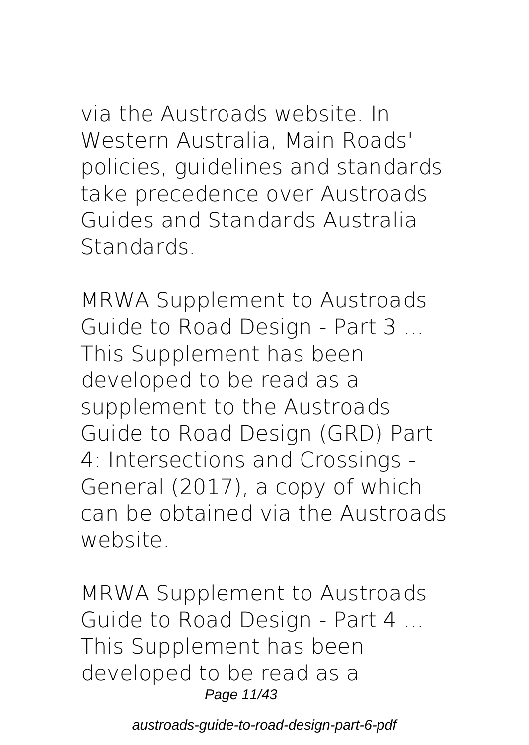via the Austroads website. In Western Australia, Main Roads' policies, guidelines and standards take precedence over Austroads Guides and Standards Australia Standards.

**MRWA Supplement to Austroads Guide to Road Design - Part 3 ...**
This Supplement has been developed to be read as a supplement to the Austroads Guide to Road Design (GRD) Part 4: Intersections and Crossings - General (2017), a copy of which can be obtained via the Austroads website.

**MRWA Supplement to Austroads Guide to Road Design - Part 4 ...**
This Supplement has been developed to be read as a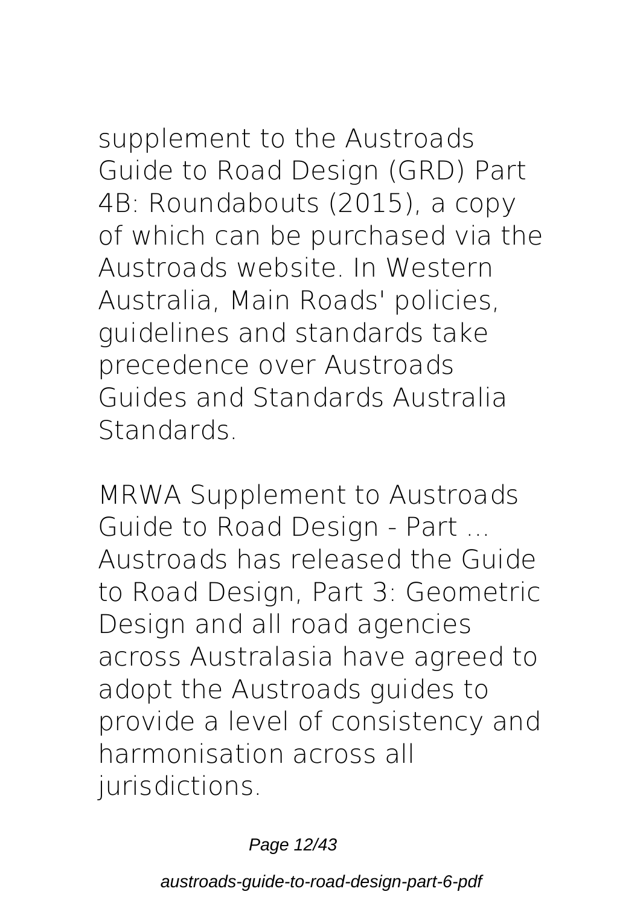supplement to the Austroads Guide to Road Design (GRD) Part 4B: Roundabouts (2015), a copy of which can be purchased via the Austroads website. In Western Australia, Main Roads' policies, guidelines and standards take precedence over Austroads Guides and Standards Australia Standards.

**MRWA Supplement to Austroads Guide to Road Design - Part ...**
Austroads has released the Guide to Road Design, Part 3: Geometric Design and all road agencies across Australasia have agreed to adopt the Austroads guides to provide a level of consistency and harmonisation across all jurisdictions.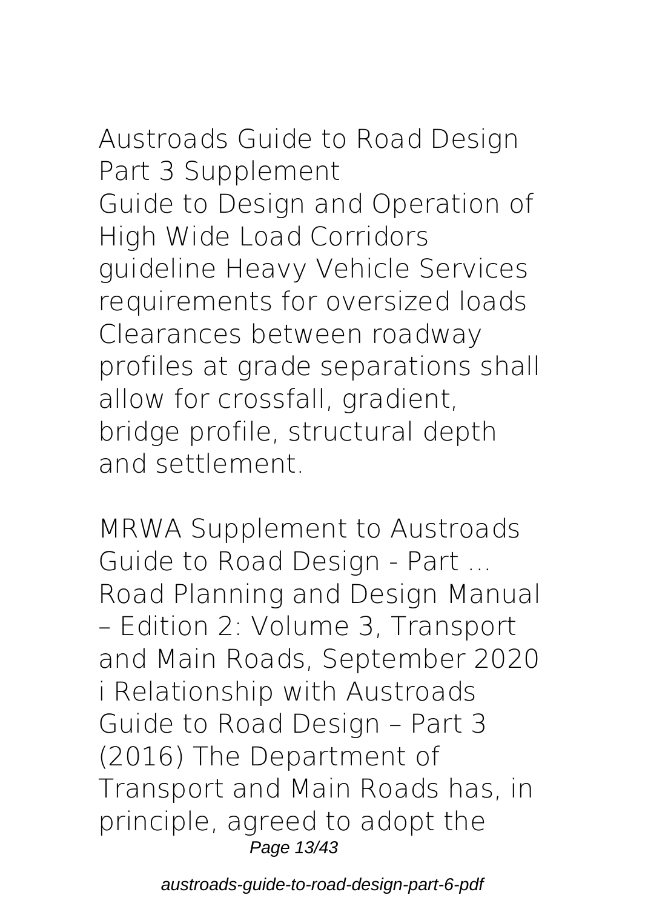## Austroads Guide to Road Design Part 3 Supplement

Guide to Design and Operation of High Wide Load Corridors guideline Heavy Vehicle Services requirements for oversized loads Clearances between roadway profiles at grade separations shall allow for crossfall, gradient, bridge profile, structural depth and settlement.

## MRWA Supplement to Austroads Guide to Road Design - Part ...

Road Planning and Design Manual – Edition 2: Volume 3, Transport and Main Roads, September 2020 i Relationship with Austroads Guide to Road Design – Part 3 (2016) The Department of Transport and Main Roads has, in principle, agreed to adopt the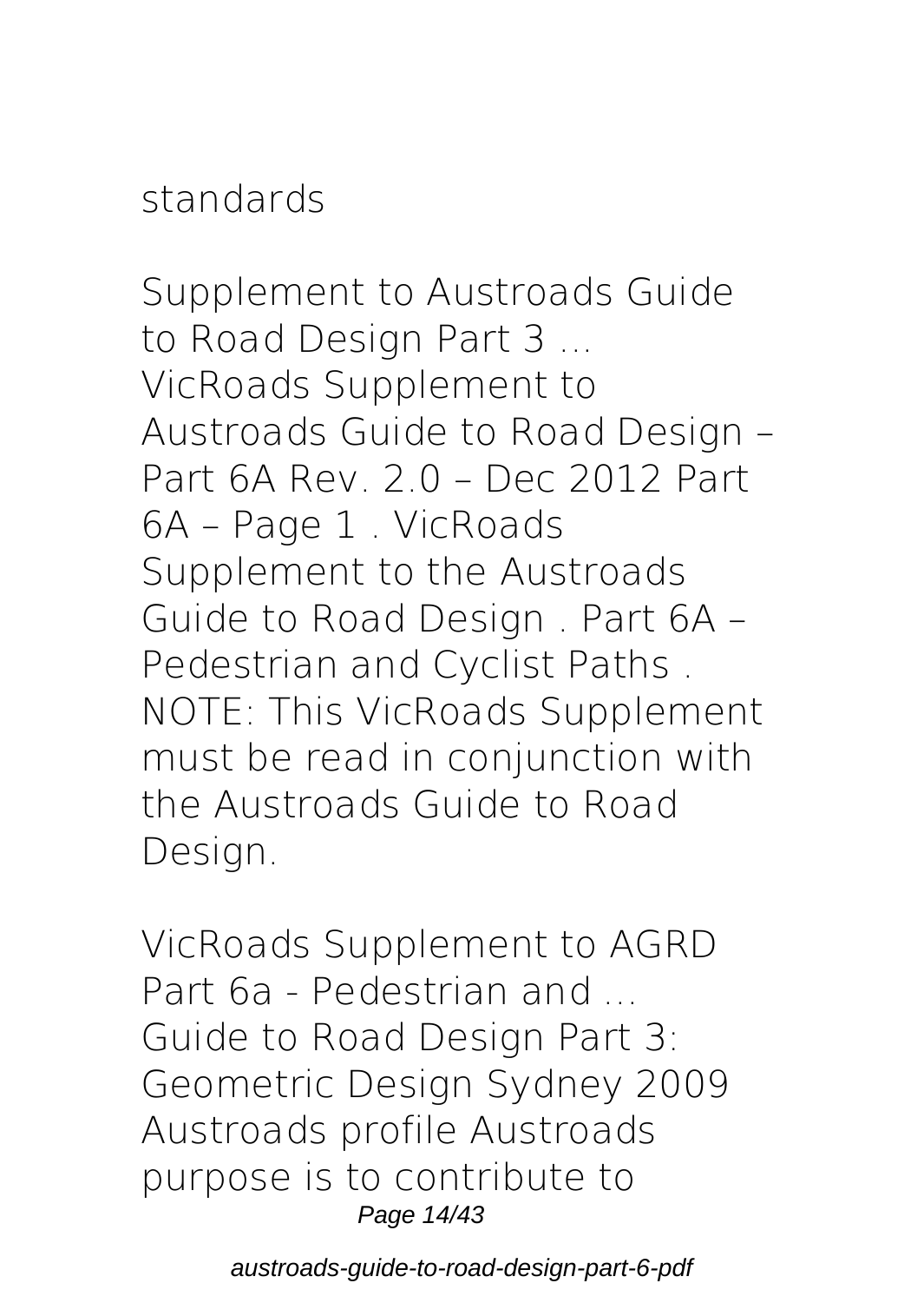standards

**Supplement to Austroads Guide to Road Design Part 3 ...**
VicRoads Supplement to Austroads Guide to Road Design – Part 6A Rev. 2.0 – Dec 2012 Part 6A – Page 1 . VicRoads Supplement to the Austroads Guide to Road Design . Part 6A – Pedestrian and Cyclist Paths . NOTE: This VicRoads Supplement must be read in conjunction with the Austroads Guide to Road Design.

**VicRoads Supplement to AGRD Part 6a - Pedestrian and ...**
Guide to Road Design Part 3: Geometric Design Sydney 2009 Austroads profile Austroads purpose is to contribute to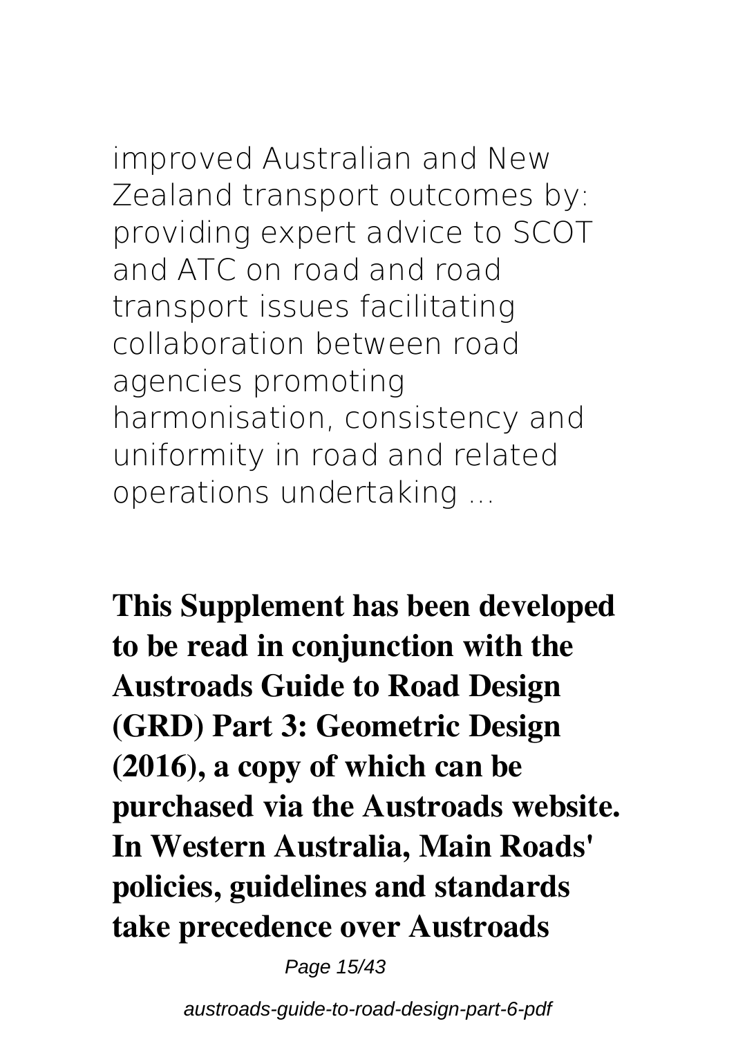improved Australian and New Zealand transport outcomes by: providing expert advice to SCOT and ATC on road and road transport issues facilitating collaboration between road agencies promoting harmonisation, consistency and uniformity in road and related operations undertaking ...

**This Supplement has been developed to be read in conjunction with the Austroads Guide to Road Design (GRD) Part 3: Geometric Design (2016), a copy of which can be purchased via the Austroads website. In Western Australia, Main Roads' policies, guidelines and standards take precedence over Austroads**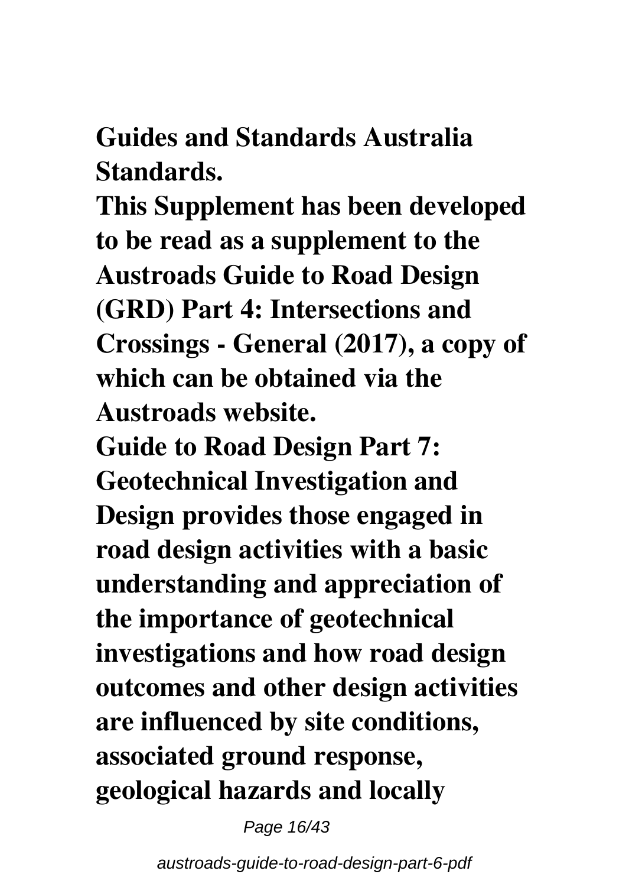**Guides and Standards Australia Standards.**

**This Supplement has been developed to be read as a supplement to the Austroads Guide to Road Design (GRD) Part 4: Intersections and Crossings - General (2017), a copy of which can be obtained via the Austroads website.**

**Guide to Road Design Part 7: Geotechnical Investigation and Design provides those engaged in road design activities with a basic understanding and appreciation of the importance of geotechnical investigations and how road design outcomes and other design activities are influenced by site conditions, associated ground response, geological hazards and locally**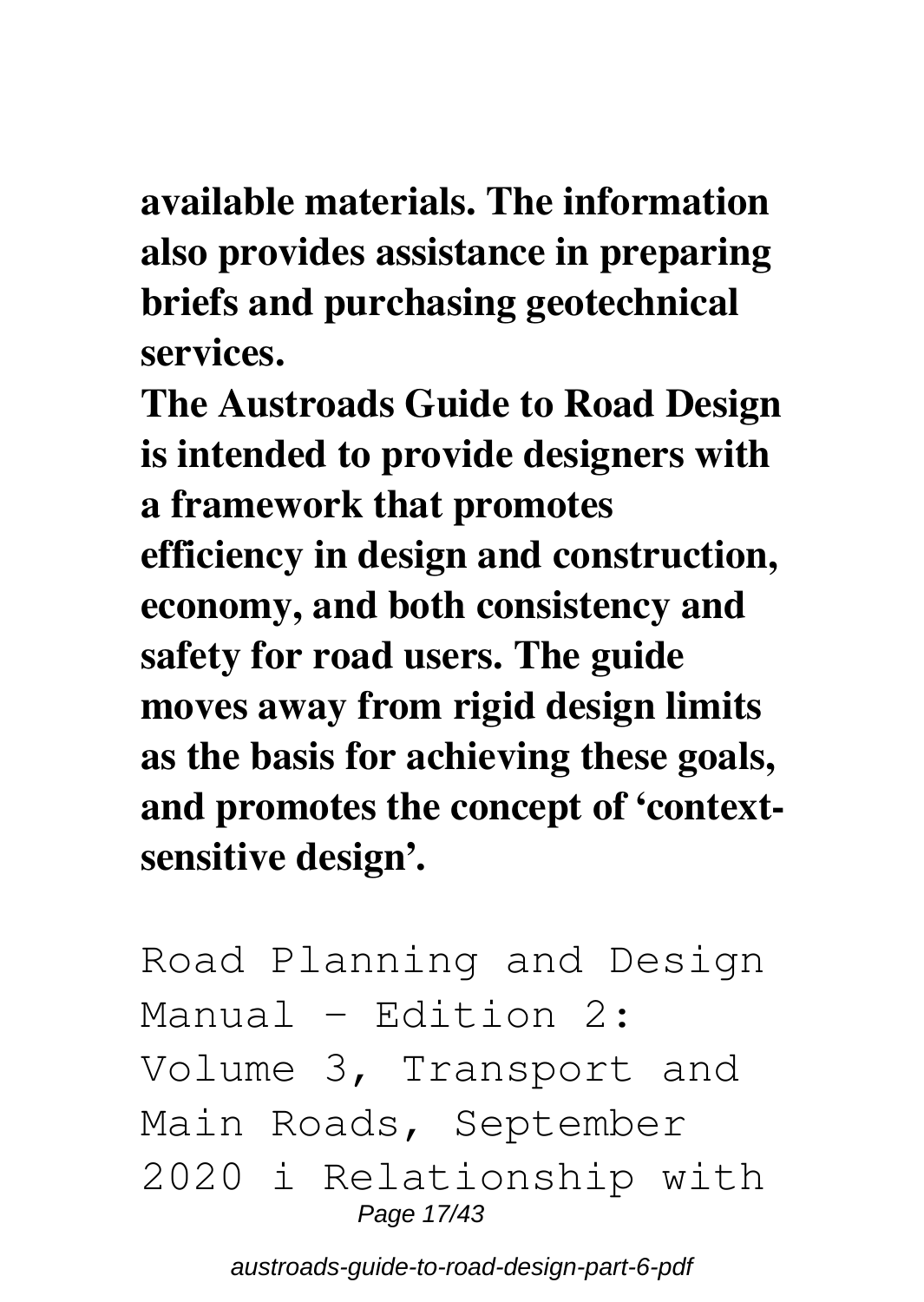**available materials. The information also provides assistance in preparing briefs and purchasing geotechnical services.**

**The Austroads Guide to Road Design is intended to provide designers with a framework that promotes efficiency in design and construction, economy, and both consistency and safety for road users. The guide moves away from rigid design limits as the basis for achieving these goals, and promotes the concept of 'context-sensitive design'.**

Road Planning and Design Manual - Edition 2: Volume 3, Transport and Main Roads, September 2020 i Relationship with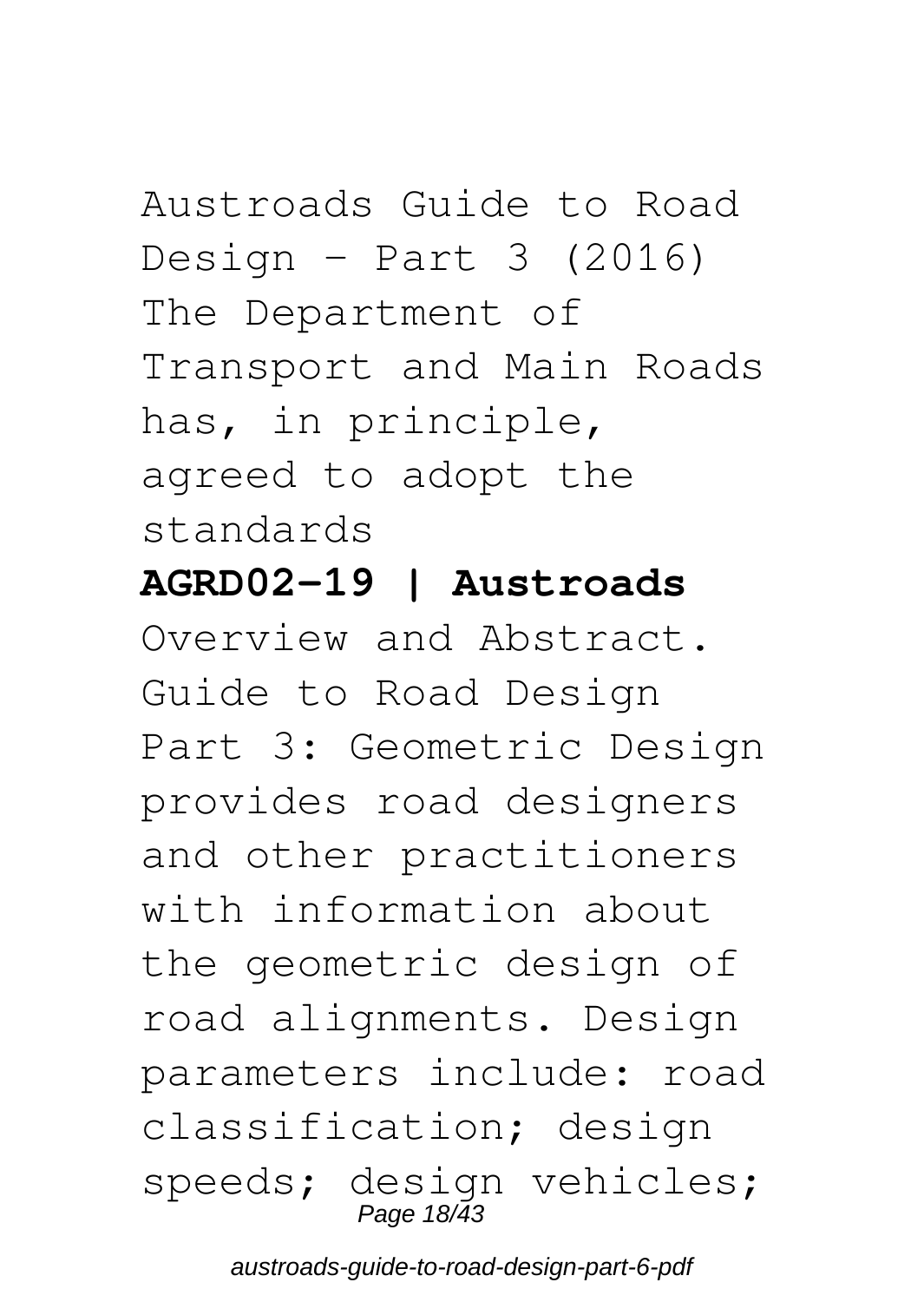Austroads Guide to Road Design - Part 3 (2016) The Department of Transport and Main Roads has, in principle, agreed to adopt the standards

**AGRD02-19 | Austroads**

Overview and Abstract. Guide to Road Design Part 3: Geometric Design provides road designers and other practitioners with information about the geometric design of road alignments. Design parameters include: road classification; design speeds; design vehicles;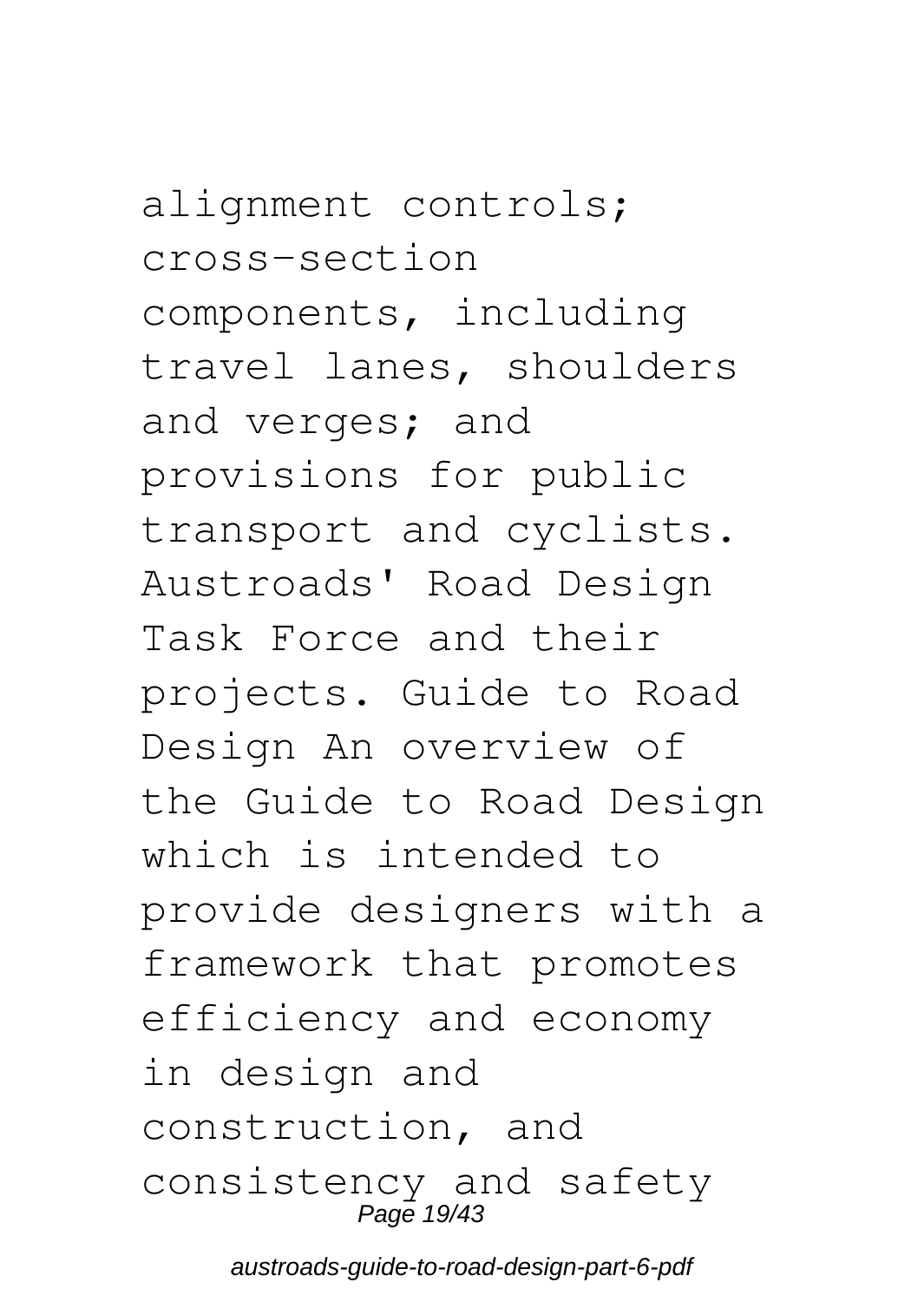alignment controls; cross-section components, including travel lanes, shoulders and verges; and provisions for public transport and cyclists. Austroads' Road Design Task Force and their projects. Guide to Road Design An overview of the Guide to Road Design which is intended to provide designers with a framework that promotes efficiency and economy in design and construction, and consistency and safety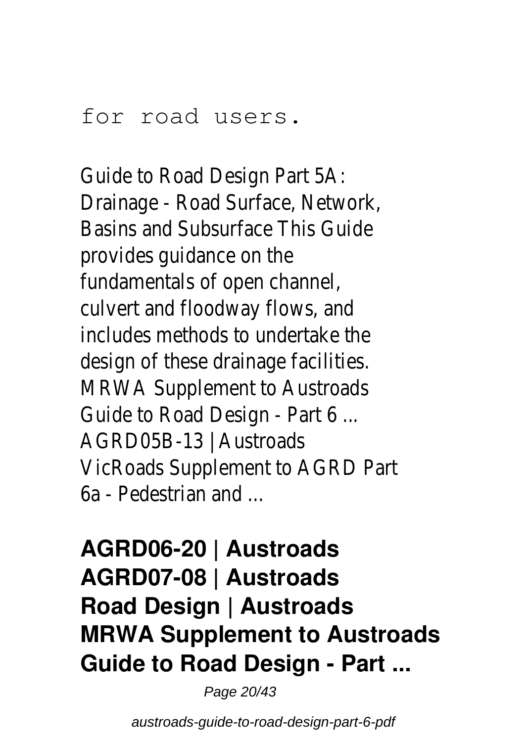```
for road users.
```

Guide to Road Design Part 5A: Drainage - Road Surface, Network, Basins and Subsurface This Guide provides guidance on the fundamentals of open channel, culvert and floodway flows, and includes methods to undertake the design of these drainage facilities.
MRWA Supplement to Austroads Guide to Road Design - Part 6 ...
AGRD05B-13 | Austroads
VicRoads Supplement to AGRD Part 6a - Pedestrian and ...

**AGRD06-20 | Austroads**
**AGRD07-08 | Austroads**
**Road Design | Austroads**
**MRWA Supplement to Austroads Guide to Road Design - Part ...**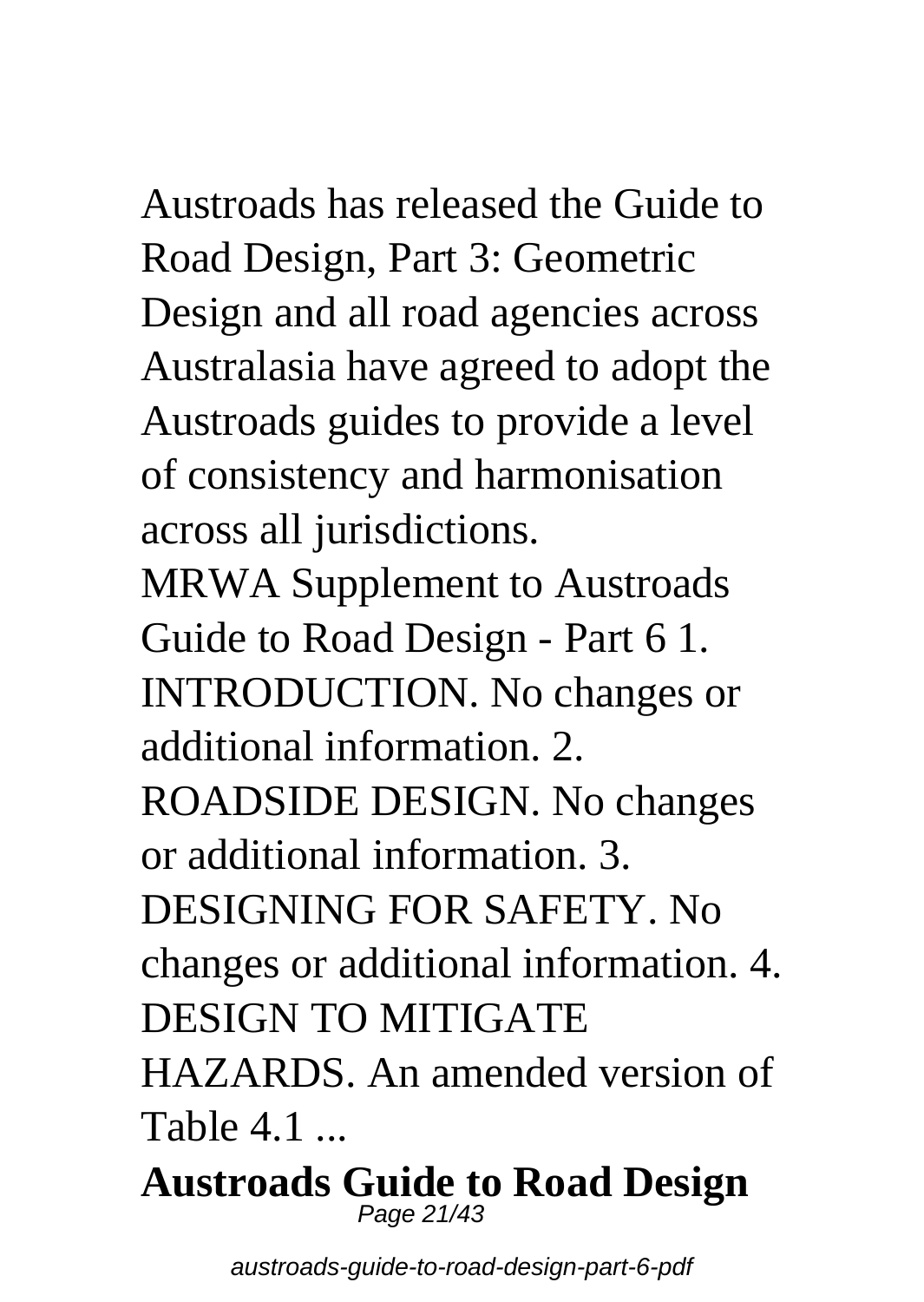Austroads has released the Guide to Road Design, Part 3: Geometric Design and all road agencies across Australasia have agreed to adopt the Austroads guides to provide a level of consistency and harmonisation across all jurisdictions.

MRWA Supplement to Austroads Guide to Road Design - Part 6 1. INTRODUCTION. No changes or additional information. 2. ROADSIDE DESIGN. No changes or additional information. 3. DESIGNING FOR SAFETY. No changes or additional information. 4. DESIGN TO MITIGATE HAZARDS. An amended version of Table 4.1 ...

**Austroads Guide to Road Design**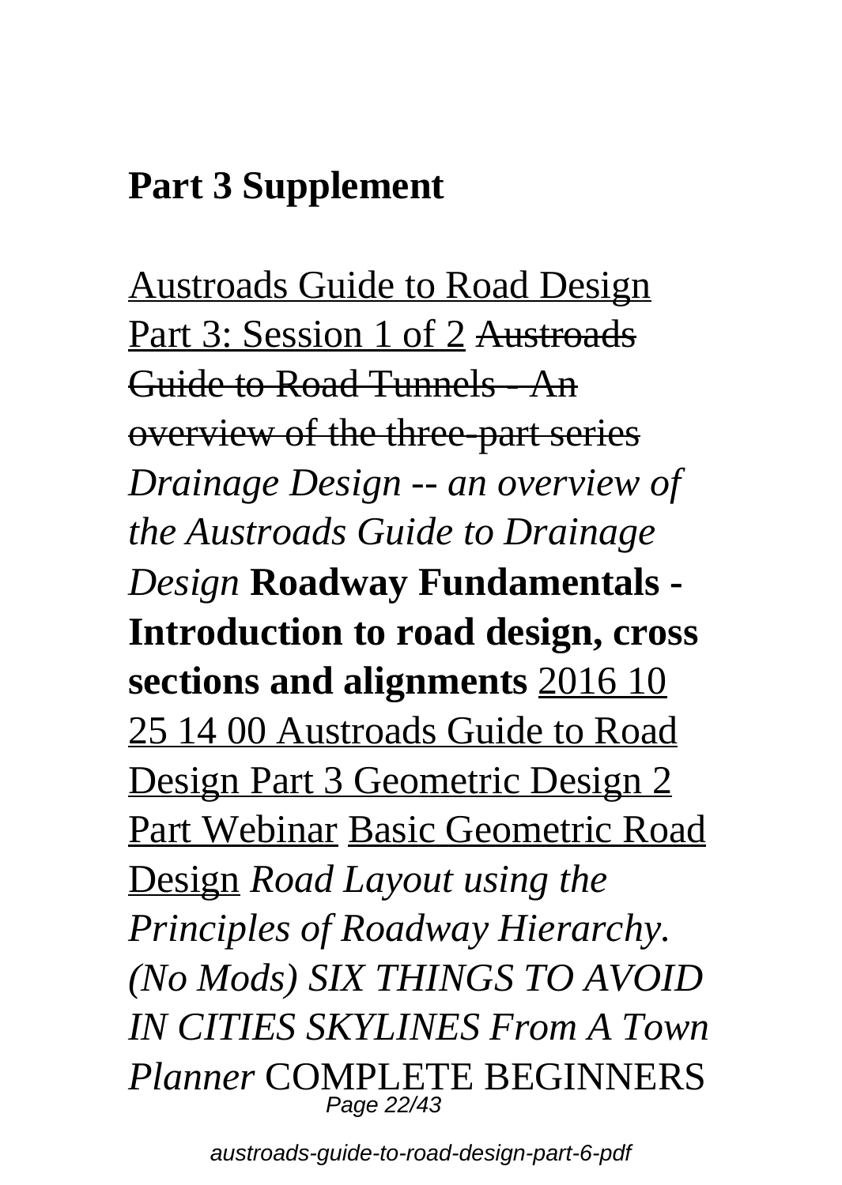**Part 3 Supplement**

<u>Austroads Guide to Road Design Part 3: Session 1 of 2</u> ~~Austroads Guide to Road Tunnels - An overview of the three-part series~~ *Drainage Design -- an overview of the Austroads Guide to Drainage Design* **Roadway Fundamentals - Introduction to road design, cross sections and alignments** <u>2016 10 25 14 00 Austroads Guide to Road Design Part 3 Geometric Design 2 Part Webinar</u> <u>Basic Geometric Road Design</u> *Road Layout using the Principles of Roadway Hierarchy. (No Mods) SIX THINGS TO AVOID IN CITIES SKYLINES From A Town Planner* COMPLETE BEGINNERS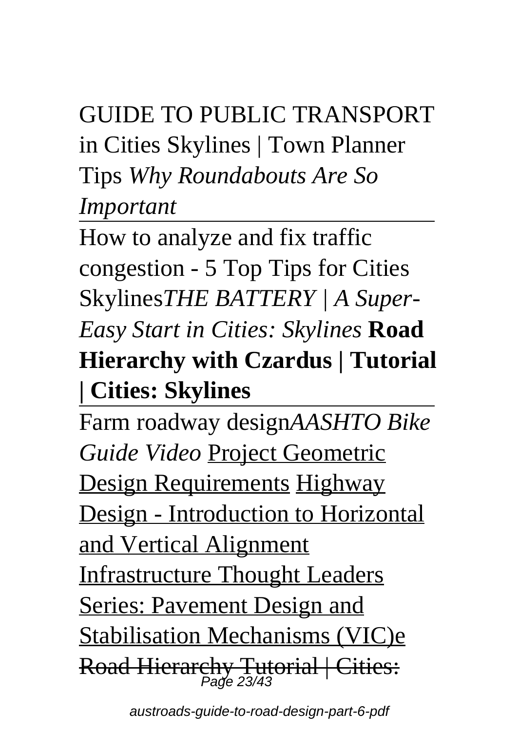GUIDE TO PUBLIC TRANSPORT in Cities Skylines | Town Planner Tips *Why Roundabouts Are So Important*

---

How to analyze and fix traffic congestion - 5 Top Tips for Cities Skylines*THE BATTERY | A Super-Easy Start in Cities: Skylines* **Road Hierarchy with Czardus | Tutorial | Cities: Skylines**

---

Farm roadway design*AASHTO Bike Guide Video* Project Geometric Design Requirements Highway Design - Introduction to Horizontal and Vertical Alignment Infrastructure Thought Leaders Series: Pavement Design and Stabilisation Mechanisms (VIC)e ~~Road Hierarchy Tutorial | Cities:~~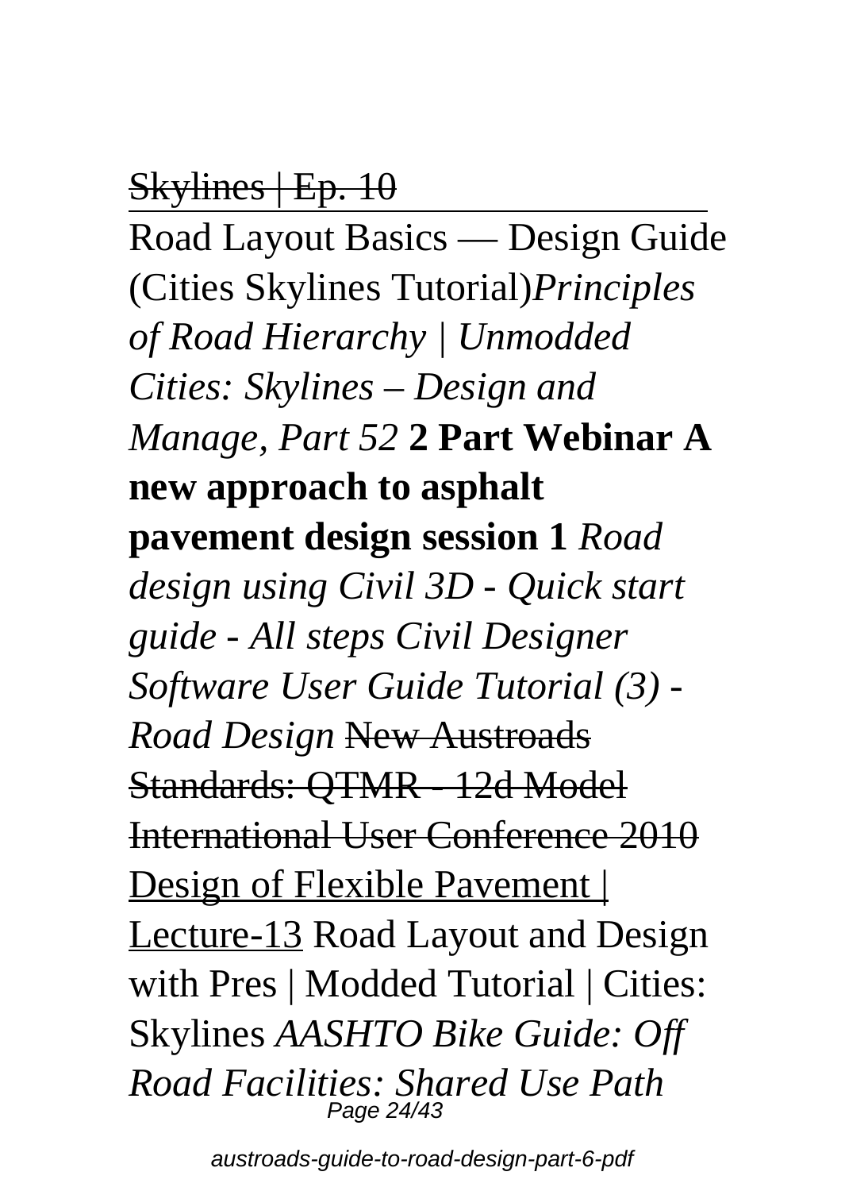Skylines | Ep. 10

Road Layout Basics — Design Guide (Cities Skylines Tutorial)*Principles of Road Hierarchy | Unmodded Cities: Skylines – Design and Manage, Part 52* **2 Part Webinar A new approach to asphalt pavement design session 1** *Road design using Civil 3D - Quick start guide - All steps Civil Designer Software User Guide Tutorial (3) - Road Design* New Austroads Standards: QTMR - 12d Model International User Conference 2010 Design of Flexible Pavement | Lecture-13 Road Layout and Design with Pres | Modded Tutorial | Cities: Skylines *AASHTO Bike Guide: Off Road Facilities: Shared Use Path*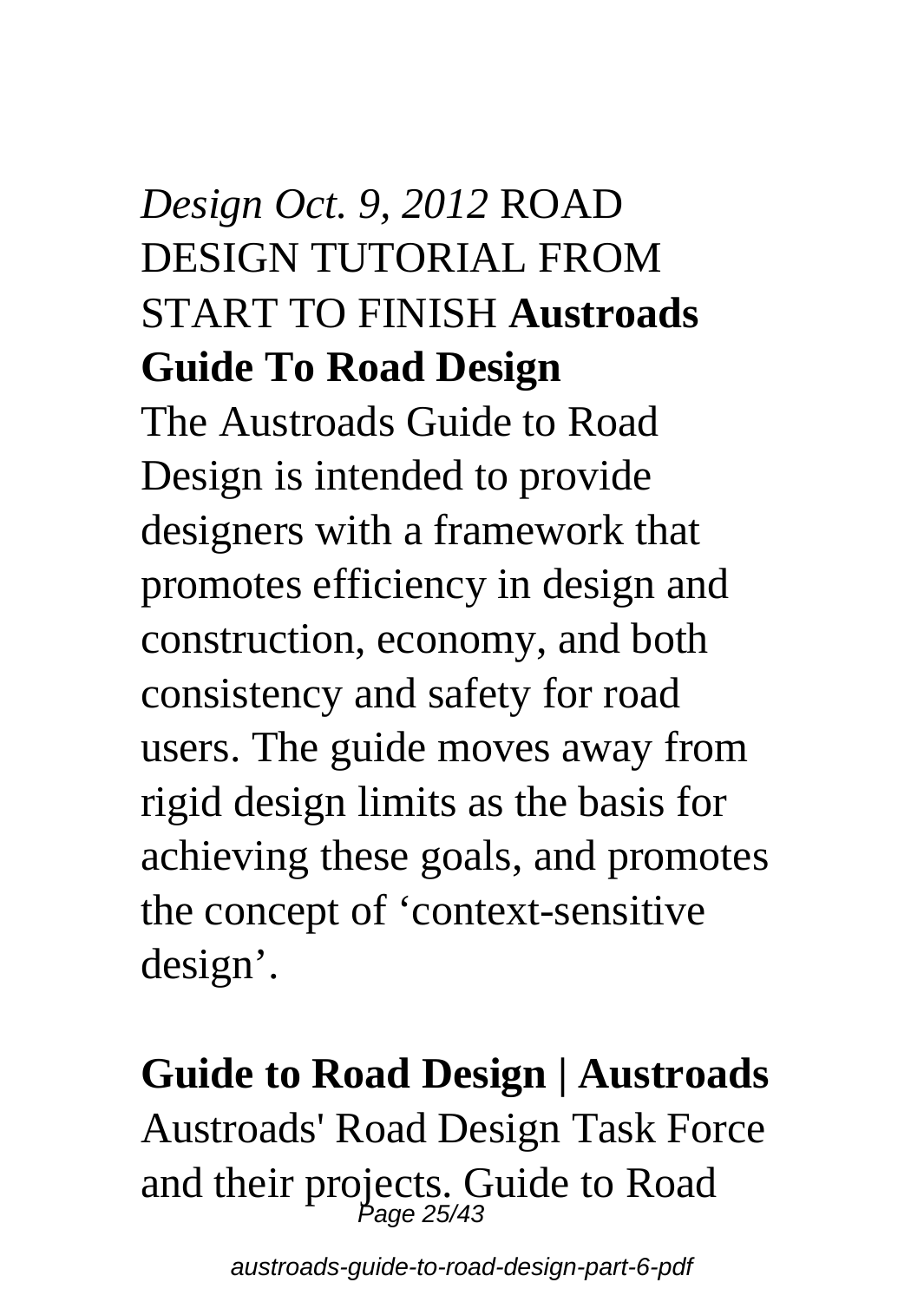*Design Oct. 9, 2012* ROAD DESIGN TUTORIAL FROM START TO FINISH **Austroads Guide To Road Design**

The Austroads Guide to Road Design is intended to provide designers with a framework that promotes efficiency in design and construction, economy, and both consistency and safety for road users. The guide moves away from rigid design limits as the basis for achieving these goals, and promotes the concept of 'context-sensitive design'.

**Guide to Road Design | Austroads**

Austroads' Road Design Task Force and their projects. Guide to Road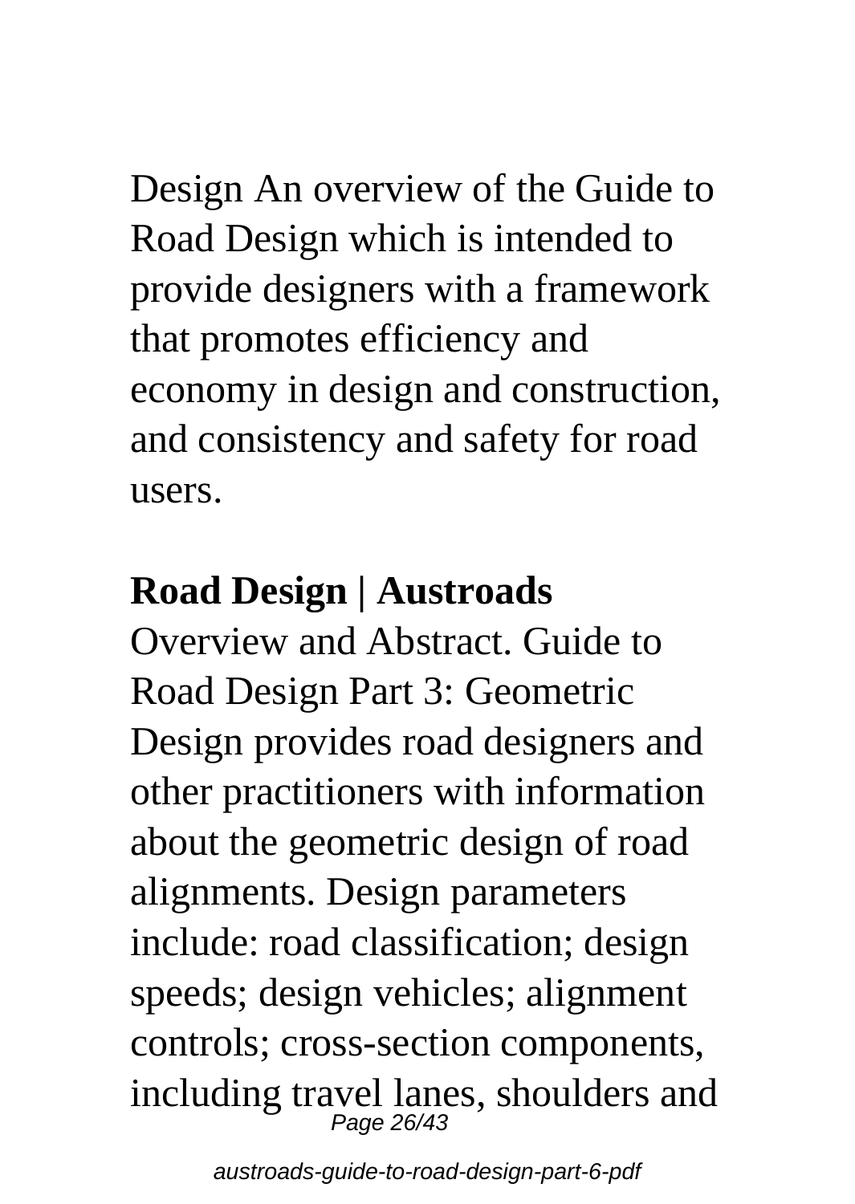Design An overview of the Guide to Road Design which is intended to provide designers with a framework that promotes efficiency and economy in design and construction, and consistency and safety for road users.

**Road Design | Austroads**

Overview and Abstract. Guide to Road Design Part 3: Geometric Design provides road designers and other practitioners with information about the geometric design of road alignments. Design parameters include: road classification; design speeds; design vehicles; alignment controls; cross-section components, including travel lanes, shoulders and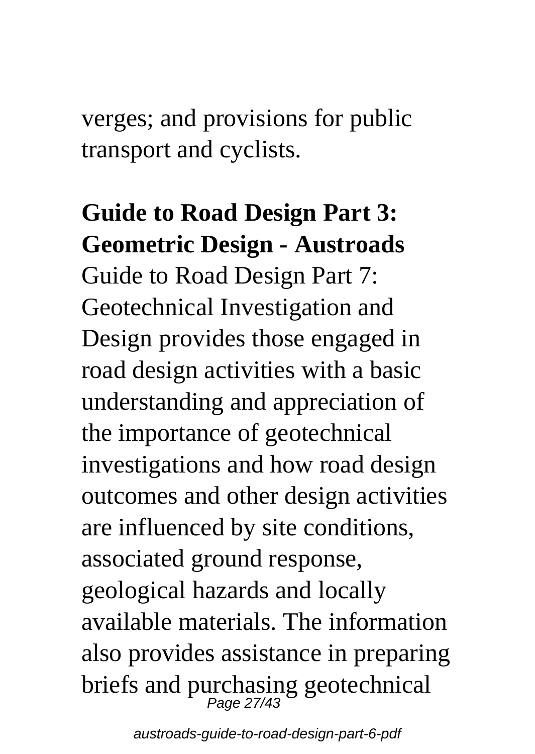verges; and provisions for public transport and cyclists.

**Guide to Road Design Part 3: Geometric Design - Austroads**

Guide to Road Design Part 7: Geotechnical Investigation and Design provides those engaged in road design activities with a basic understanding and appreciation of the importance of geotechnical investigations and how road design outcomes and other design activities are influenced by site conditions, associated ground response, geological hazards and locally available materials. The information also provides assistance in preparing briefs and purchasing geotechnical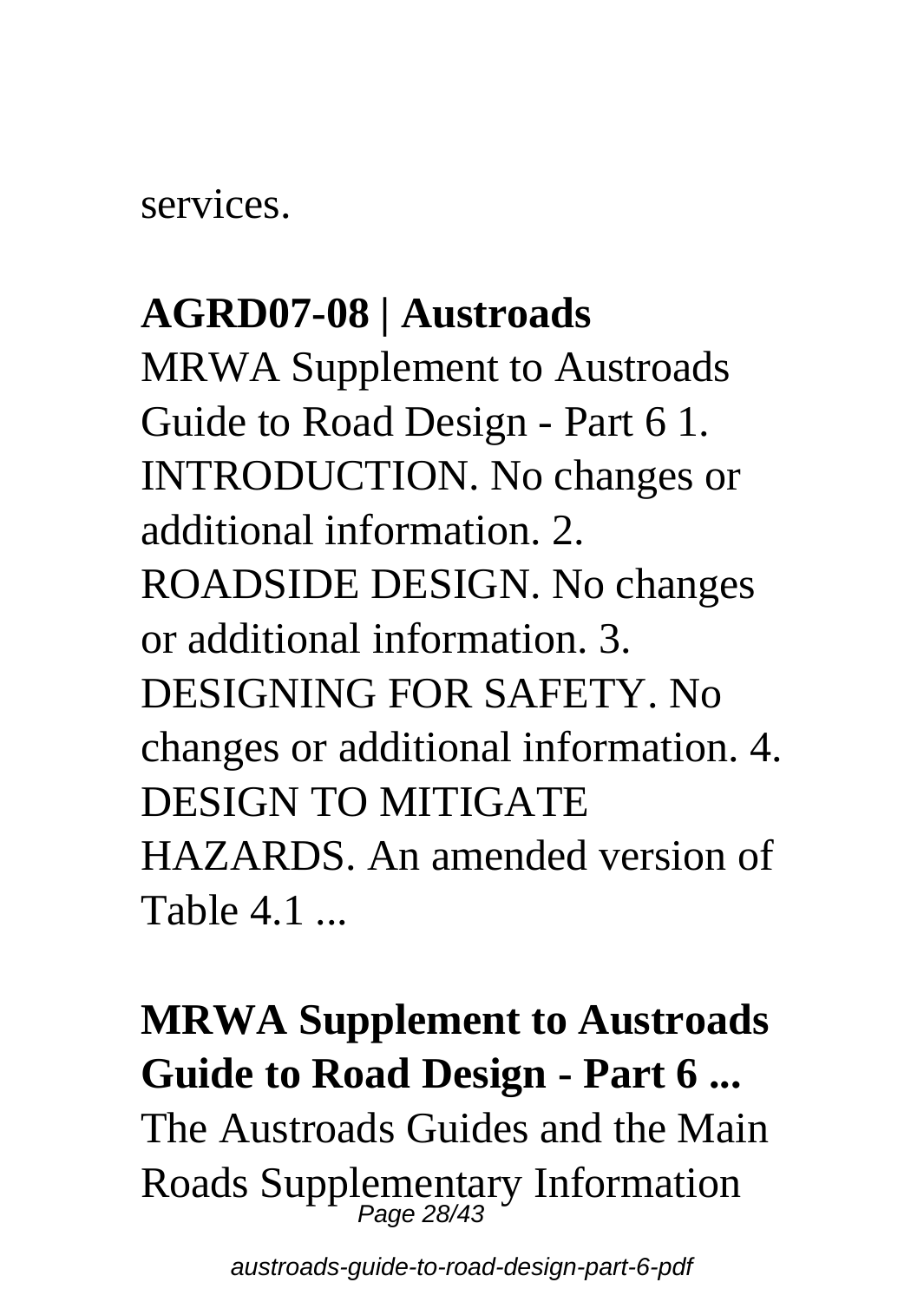services.

**AGRD07-08 | Austroads**

MRWA Supplement to Austroads Guide to Road Design - Part 6 1. INTRODUCTION. No changes or additional information. 2. ROADSIDE DESIGN. No changes or additional information. 3. DESIGNING FOR SAFETY. No changes or additional information. 4. DESIGN TO MITIGATE HAZARDS. An amended version of Table 4.1 ...

**MRWA Supplement to Austroads Guide to Road Design - Part 6 ...**

The Austroads Guides and the Main Roads Supplementary Information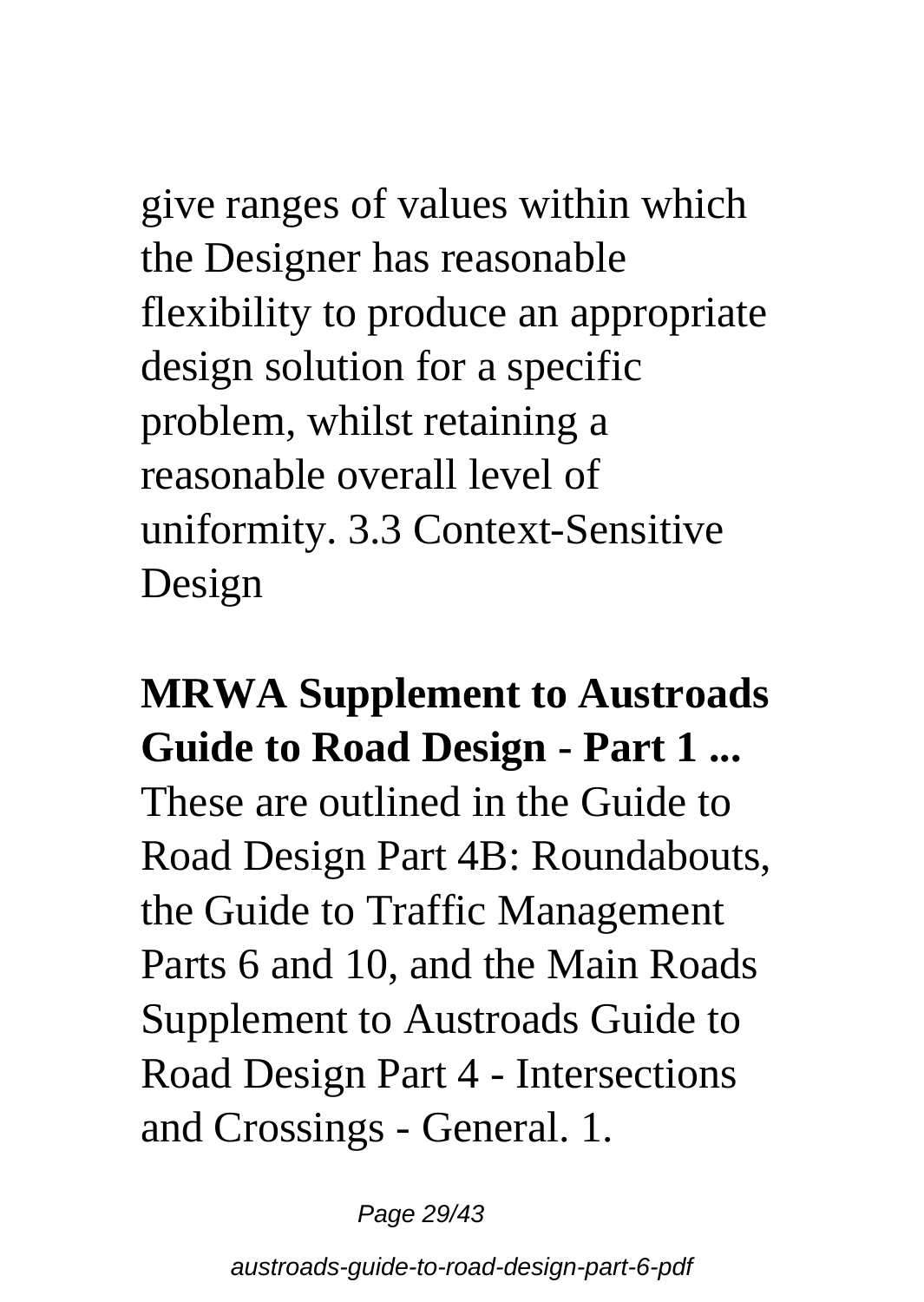give ranges of values within which the Designer has reasonable flexibility to produce an appropriate design solution for a specific problem, whilst retaining a reasonable overall level of uniformity. 3.3 Context-Sensitive Design

**MRWA Supplement to Austroads Guide to Road Design - Part 1 ...**

These are outlined in the Guide to Road Design Part 4B: Roundabouts, the Guide to Traffic Management Parts 6 and 10, and the Main Roads Supplement to Austroads Guide to Road Design Part 4 - Intersections and Crossings - General. 1.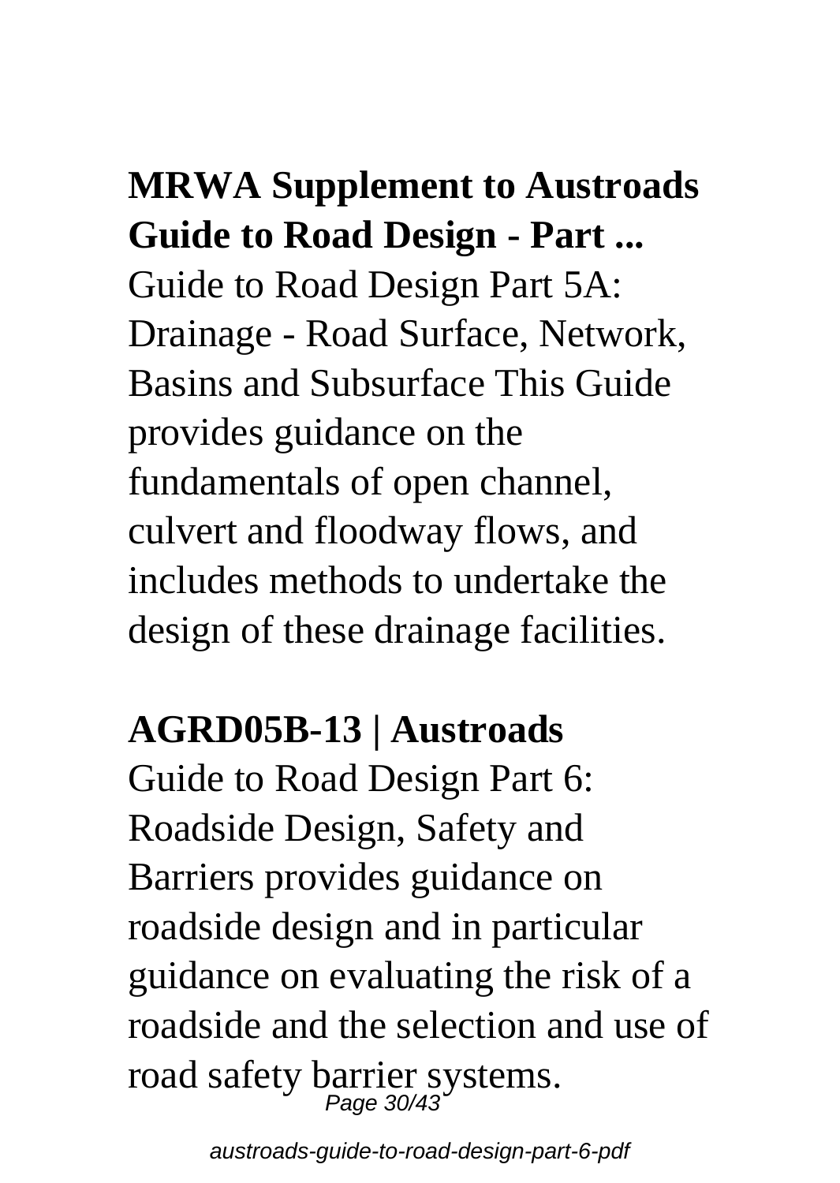**MRWA Supplement to Austroads Guide to Road Design - Part ...**

Guide to Road Design Part 5A: Drainage - Road Surface, Network, Basins and Subsurface This Guide provides guidance on the fundamentals of open channel, culvert and floodway flows, and includes methods to undertake the design of these drainage facilities.

**AGRD05B-13 | Austroads**

Guide to Road Design Part 6: Roadside Design, Safety and Barriers provides guidance on roadside design and in particular guidance on evaluating the risk of a roadside and the selection and use of road safety barrier systems.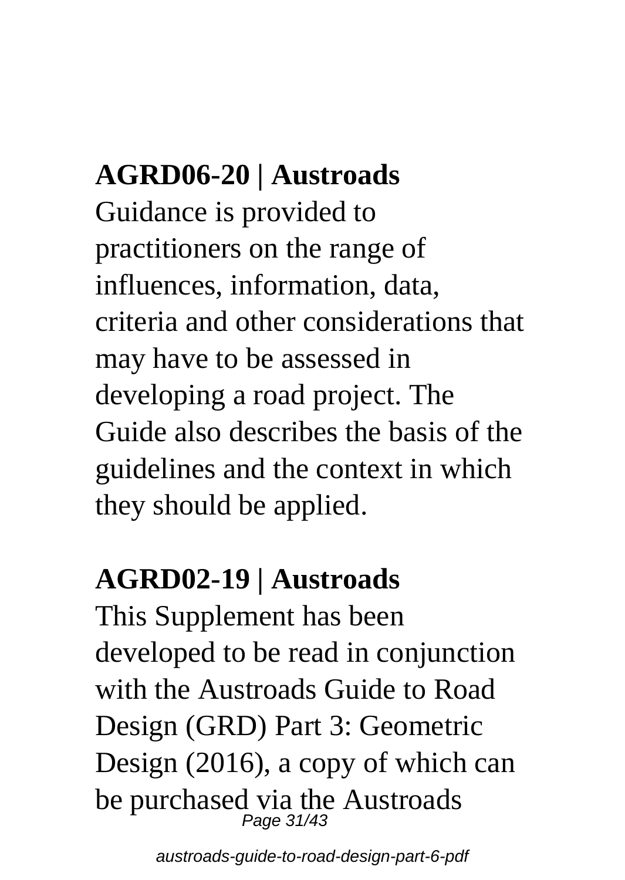## AGRD06-20 | Austroads

Guidance is provided to practitioners on the range of influences, information, data, criteria and other considerations that may have to be assessed in developing a road project. The Guide also describes the basis of the guidelines and the context in which they should be applied.

## AGRD02-19 | Austroads

This Supplement has been developed to be read in conjunction with the Austroads Guide to Road Design (GRD) Part 3: Geometric Design (2016), a copy of which can be purchased via the Austroads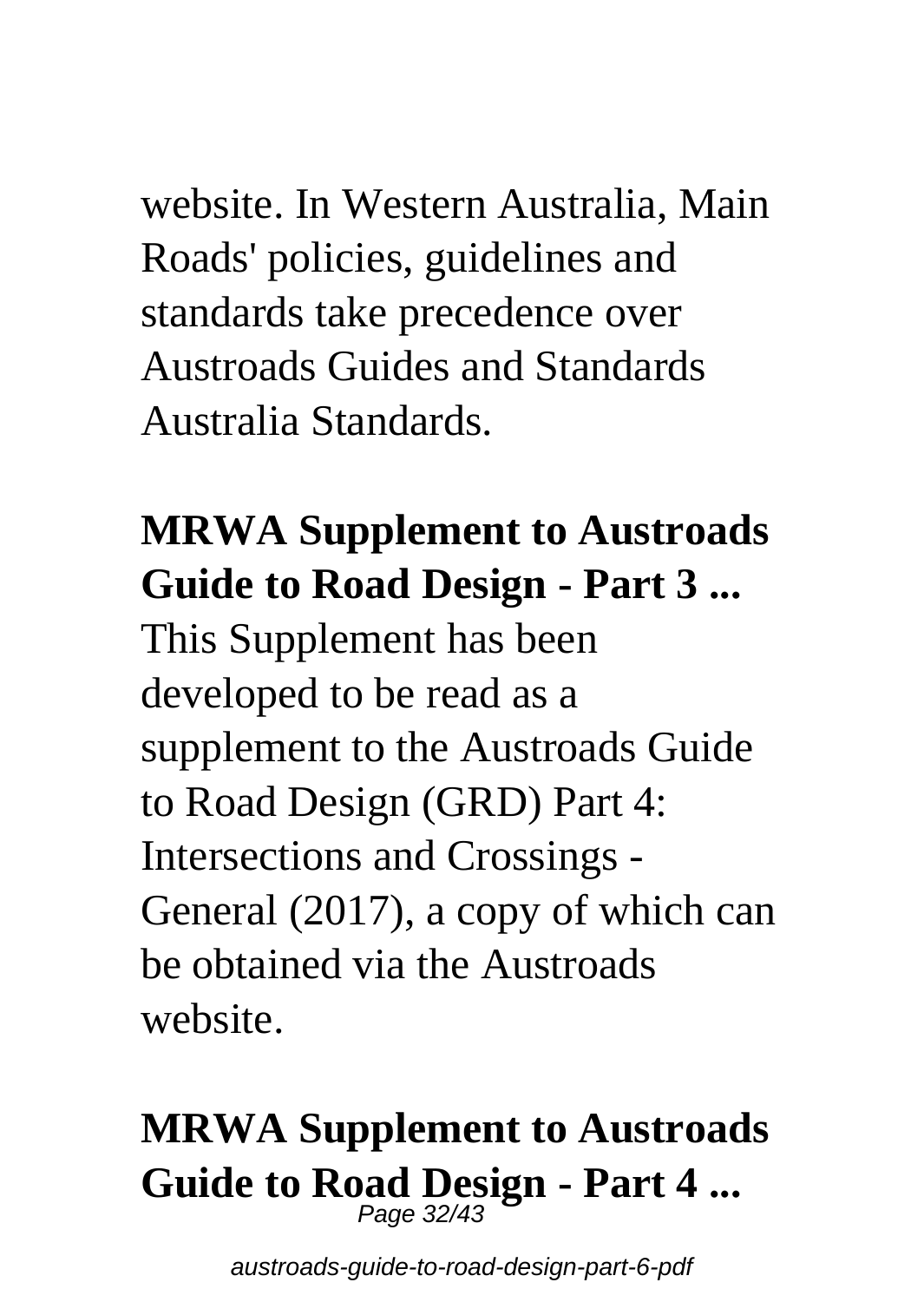website. In Western Australia, Main Roads' policies, guidelines and standards take precedence over Austroads Guides and Standards Australia Standards.

**MRWA Supplement to Austroads Guide to Road Design - Part 3 ...**

This Supplement has been developed to be read as a supplement to the Austroads Guide to Road Design (GRD) Part 4: Intersections and Crossings - General (2017), a copy of which can be obtained via the Austroads website.

**MRWA Supplement to Austroads Guide to Road Design - Part 4 ...**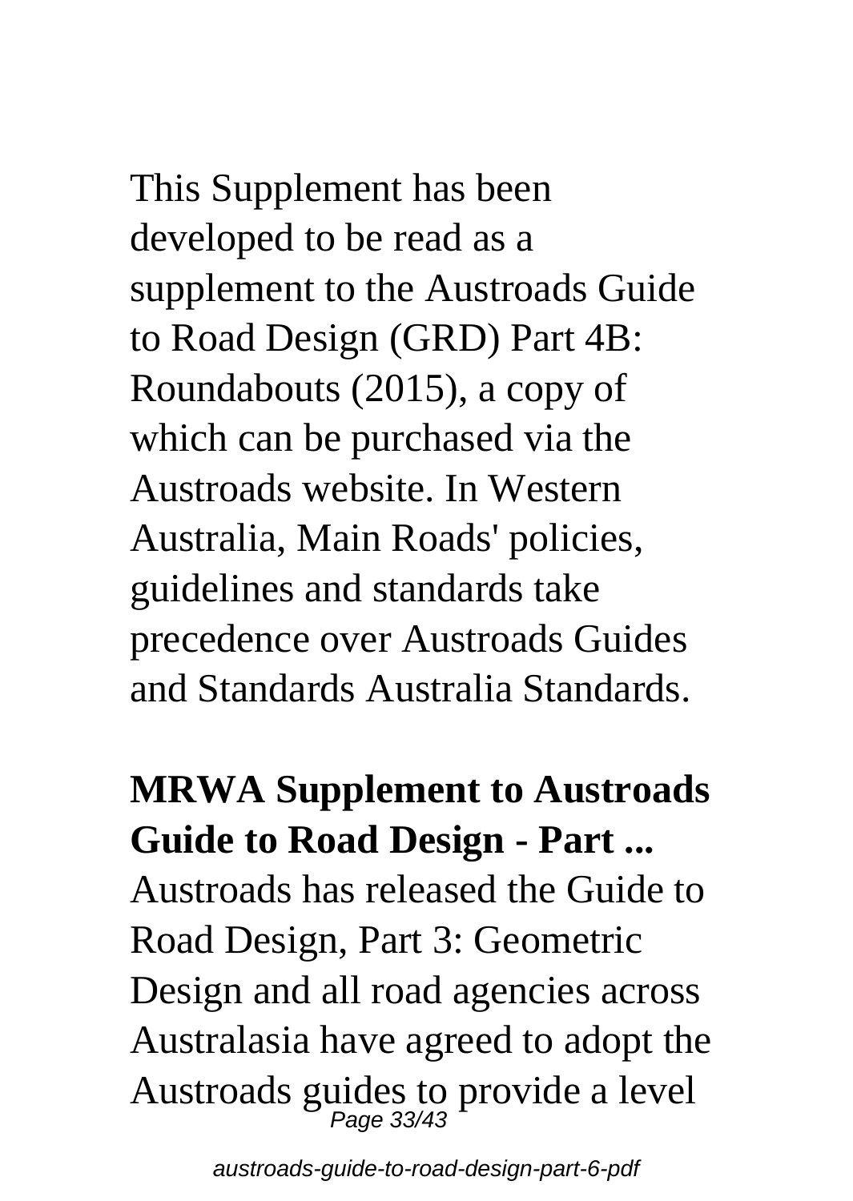This Supplement has been developed to be read as a supplement to the Austroads Guide to Road Design (GRD) Part 4B: Roundabouts (2015), a copy of which can be purchased via the Austroads website. In Western Australia, Main Roads' policies, guidelines and standards take precedence over Austroads Guides and Standards Australia Standards.

**MRWA Supplement to Austroads Guide to Road Design - Part ...**

Austroads has released the Guide to Road Design, Part 3: Geometric Design and all road agencies across Australasia have agreed to adopt the Austroads guides to provide a level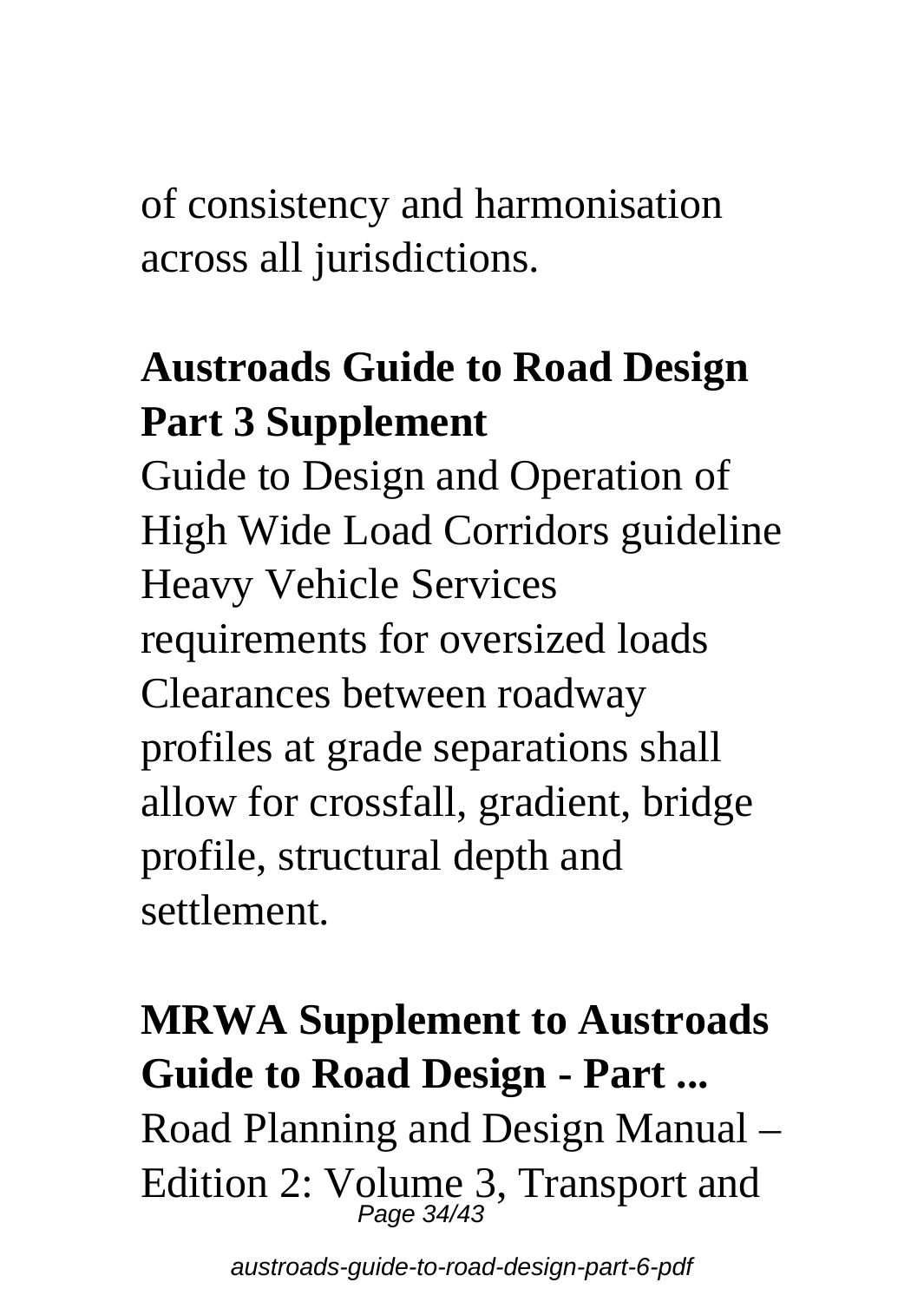of consistency and harmonisation across all jurisdictions.

**Austroads Guide to Road Design Part 3 Supplement**

Guide to Design and Operation of High Wide Load Corridors guideline Heavy Vehicle Services requirements for oversized loads Clearances between roadway profiles at grade separations shall allow for crossfall, gradient, bridge profile, structural depth and settlement.

**MRWA Supplement to Austroads Guide to Road Design - Part ...**

Road Planning and Design Manual – Edition 2: Volume 3, Transport and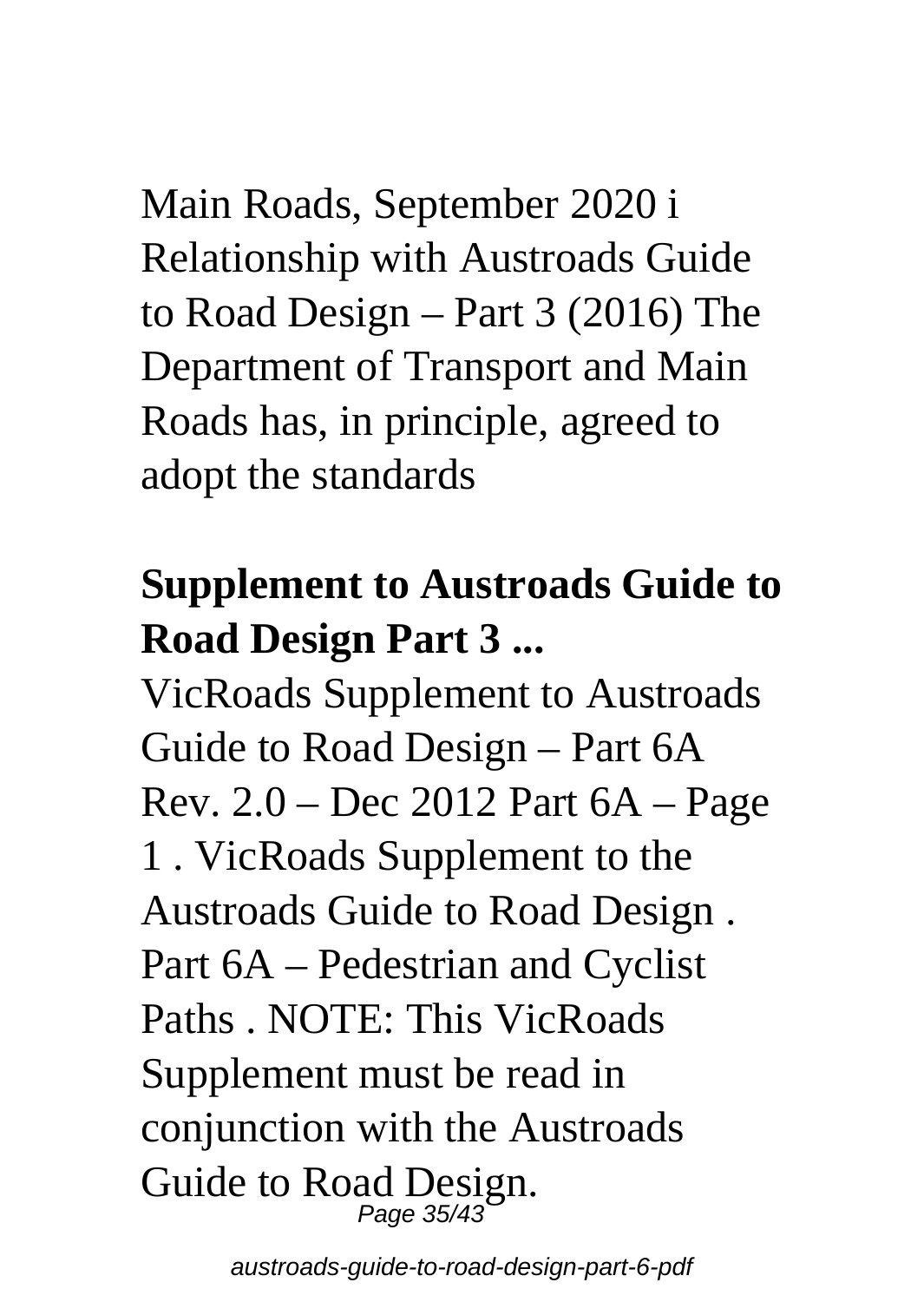Main Roads, September 2020 i Relationship with Austroads Guide to Road Design – Part 3 (2016) The Department of Transport and Main Roads has, in principle, agreed to adopt the standards

## Supplement to Austroads Guide to Road Design Part 3 ...

VicRoads Supplement to Austroads Guide to Road Design – Part 6A Rev. 2.0 – Dec 2012 Part 6A – Page 1 . VicRoads Supplement to the Austroads Guide to Road Design . Part 6A – Pedestrian and Cyclist Paths . NOTE: This VicRoads Supplement must be read in conjunction with the Austroads Guide to Road Design.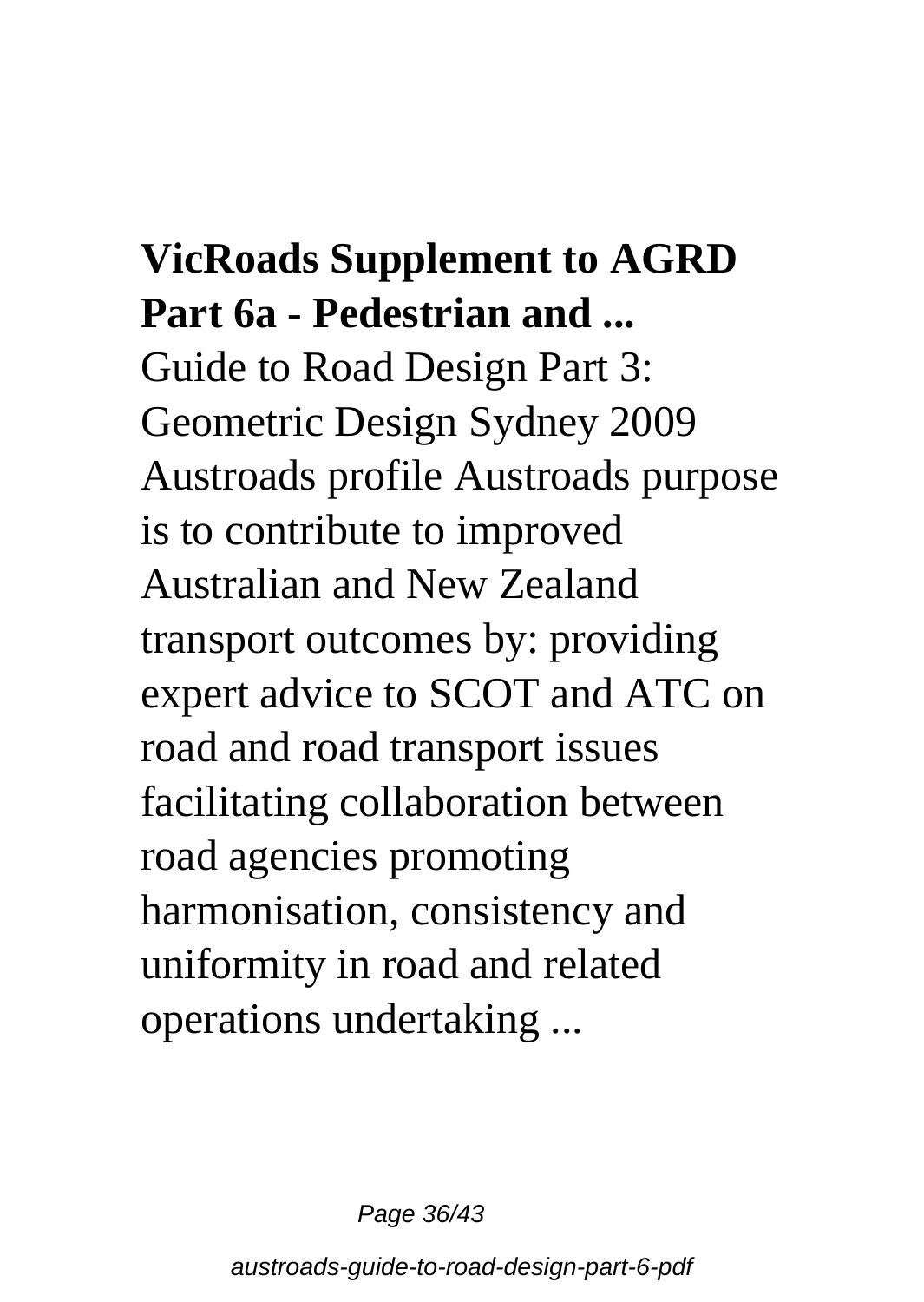**VicRoads Supplement to AGRD Part 6a - Pedestrian and ...**

Guide to Road Design Part 3: Geometric Design Sydney 2009 Austroads profile Austroads purpose is to contribute to improved Australian and New Zealand transport outcomes by: providing expert advice to SCOT and ATC on road and road transport issues facilitating collaboration between road agencies promoting harmonisation, consistency and uniformity in road and related operations undertaking ...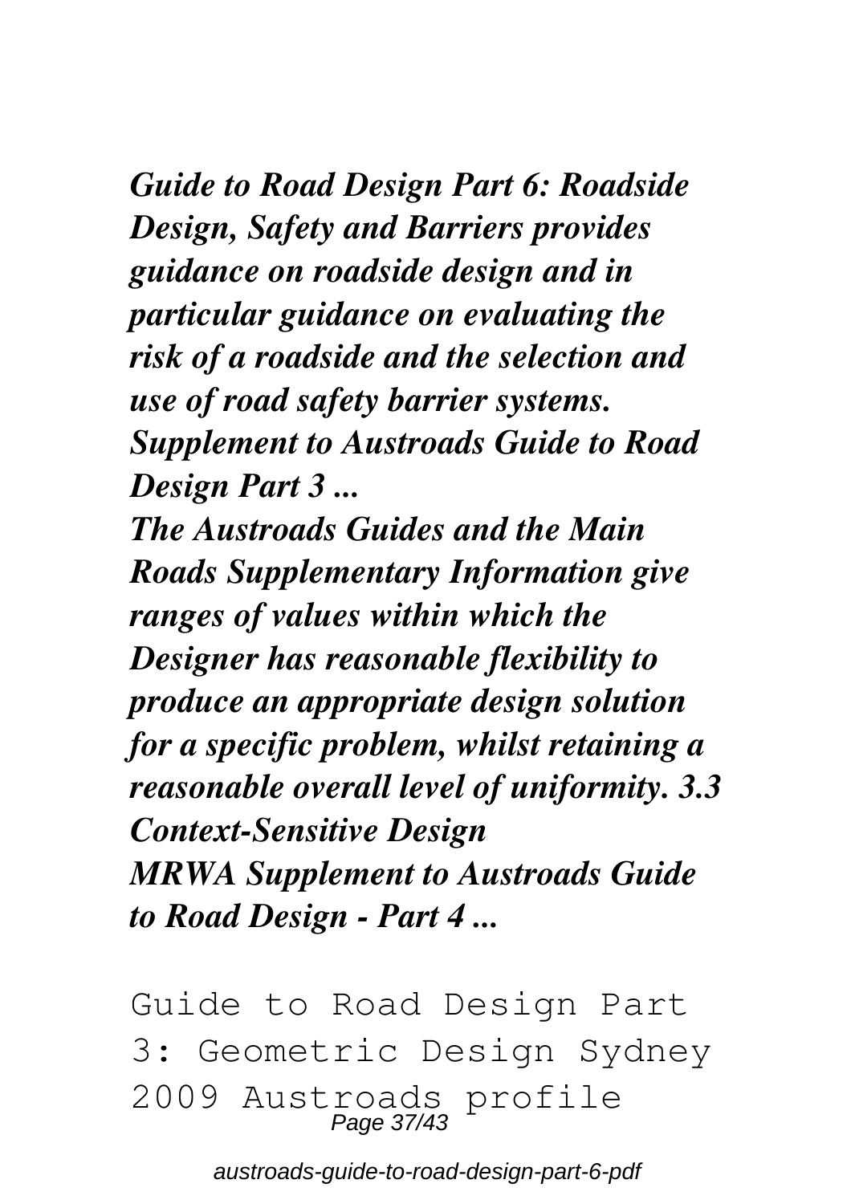***Guide to Road Design Part 6: Roadside Design, Safety and Barriers provides guidance on roadside design and in particular guidance on evaluating the risk of a roadside and the selection and use of road safety barrier systems.***
***Supplement to Austroads Guide to Road Design Part 3 ...***
***The Austroads Guides and the Main Roads Supplementary Information give ranges of values within which the Designer has reasonable flexibility to produce an appropriate design solution for a specific problem, whilst retaining a reasonable overall level of uniformity. 3.3 Context-Sensitive Design***
***MRWA Supplement to Austroads Guide to Road Design - Part 4 ...***

Guide to Road Design Part 3: Geometric Design Sydney 2009 Austroads profile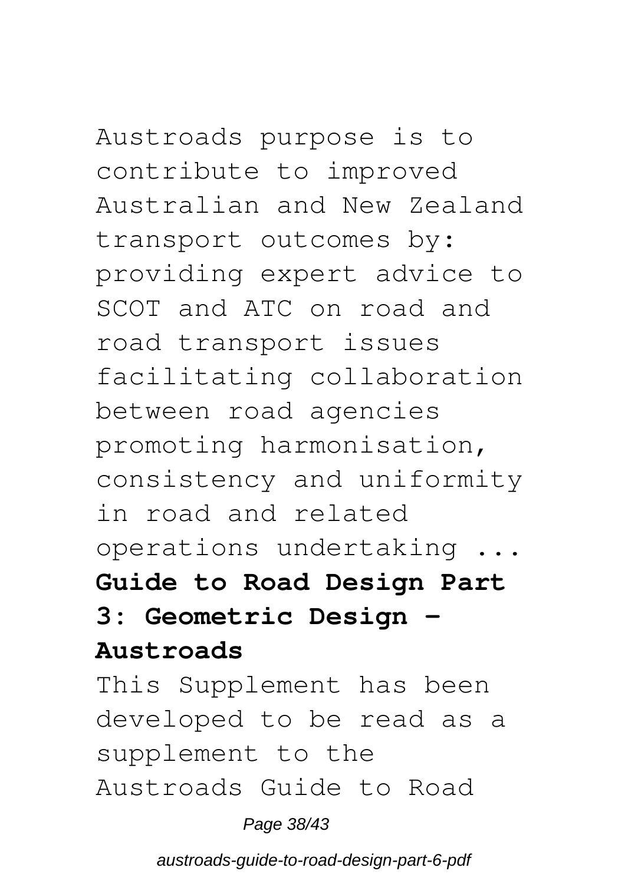Austroads purpose is to contribute to improved Australian and New Zealand transport outcomes by: providing expert advice to SCOT and ATC on road and road transport issues facilitating collaboration between road agencies promoting harmonisation, consistency and uniformity in road and related operations undertaking ...

**Guide to Road Design Part 3: Geometric Design - Austroads**

This Supplement has been developed to be read as a supplement to the Austroads Guide to Road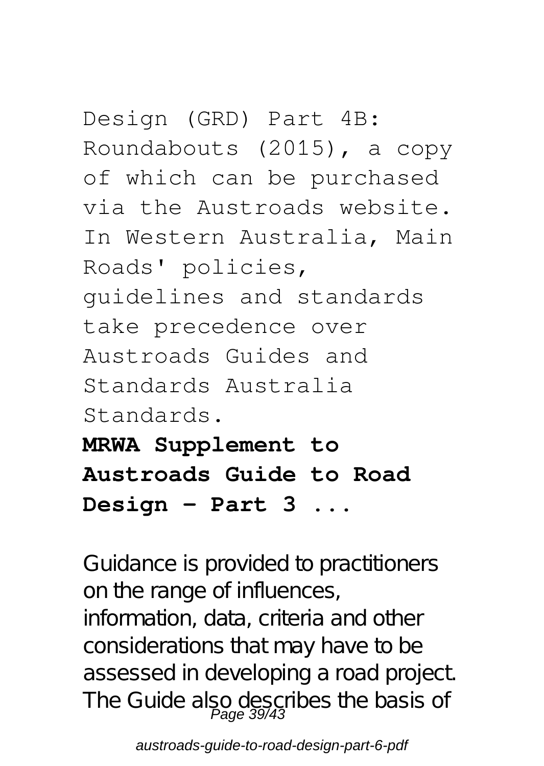Design (GRD) Part 4B: Roundabouts (2015), a copy of which can be purchased via the Austroads website. In Western Australia, Main Roads' policies, guidelines and standards take precedence over Austroads Guides and Standards Australia Standards.

**MRWA Supplement to Austroads Guide to Road Design - Part 3 ...**

Guidance is provided to practitioners on the range of influences, information, data, criteria and other considerations that may have to be assessed in developing a road project. The Guide also describes the basis of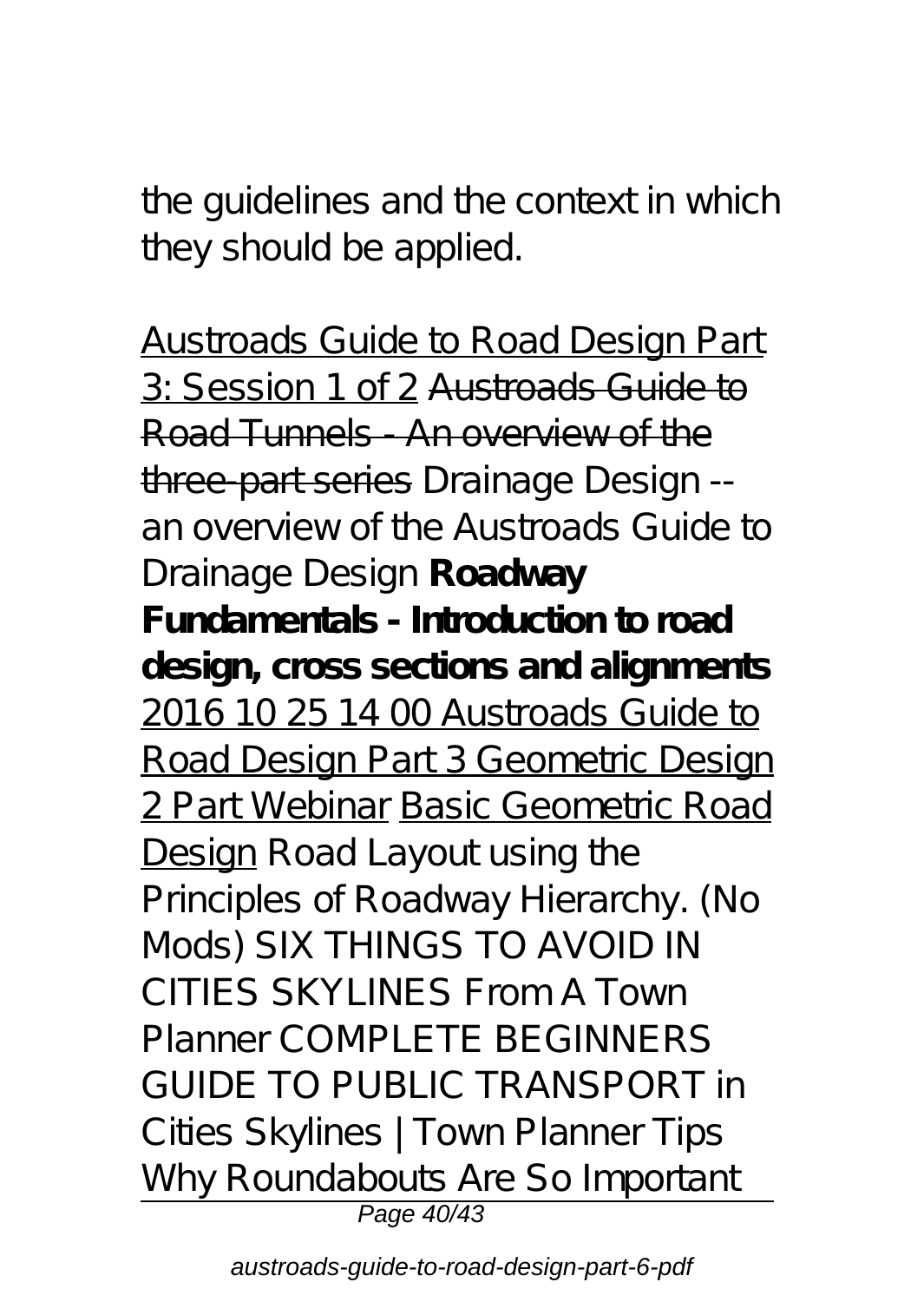the guidelines and the context in which they should be applied.

Austroads Guide to Road Design Part 3: Session 1 of 2 ~~Austroads Guide to Road Tunnels - An overview of the three-part series~~ *Drainage Design -- an overview of the Austroads Guide to Drainage Design* **Roadway Fundamentals - Introduction to road design, cross sections and alignments** 2016 10 25 14 00 Austroads Guide to Road Design Part 3 Geometric Design 2 Part Webinar Basic Geometric Road Design *Road Layout using the Principles of Roadway Hierarchy. (No Mods)* *SIX THINGS TO AVOID IN CITIES SKYLINES From A Town Planner* *COMPLETE BEGINNERS GUIDE TO PUBLIC TRANSPORT in Cities Skylines | Town Planner Tips* *Why Roundabouts Are So Important*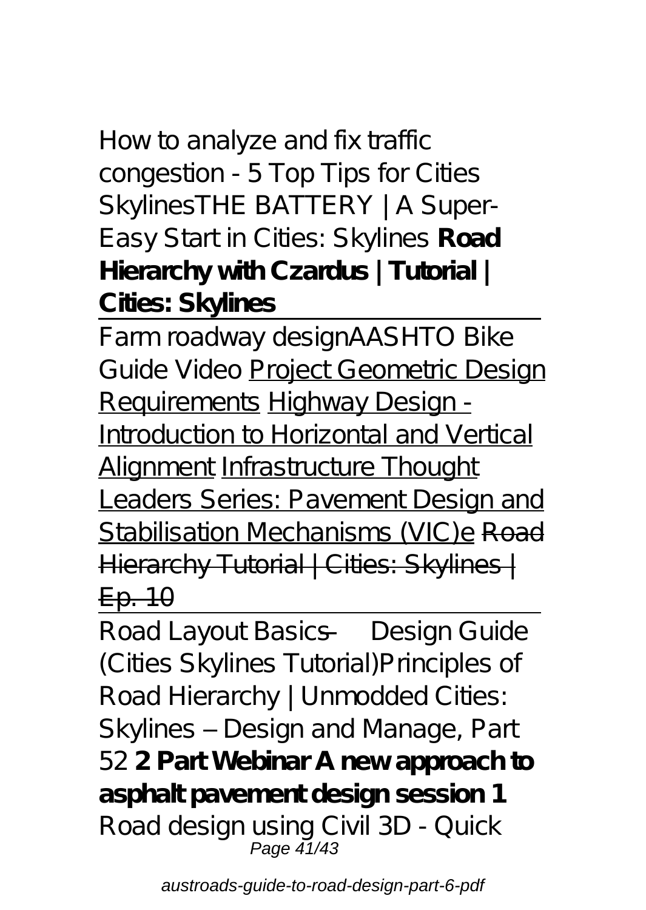*How to analyze and fix traffic congestion - 5 Top Tips for Cities Skylines**THE BATTERY | A Super-Easy Start in Cities: Skylines* **Road Hierarchy with Czardus | Tutorial | Cities: Skylines**

---

Farm roadway design*AASHTO Bike Guide Video* Project Geometric Design Requirements Highway Design - Introduction to Horizontal and Vertical Alignment Infrastructure Thought Leaders Series: Pavement Design and Stabilisation Mechanisms (VIC)e ~~Road Hierarchy Tutorial | Cities: Skylines | Ep. 10~~

---

Road Layout Basics — Design Guide (Cities Skylines Tutorial)*Principles of Road Hierarchy | Unmodded Cities: Skylines – Design and Manage, Part 52* **2 Part Webinar A new approach to asphalt pavement design session 1** *Road design using Civil 3D - Quick*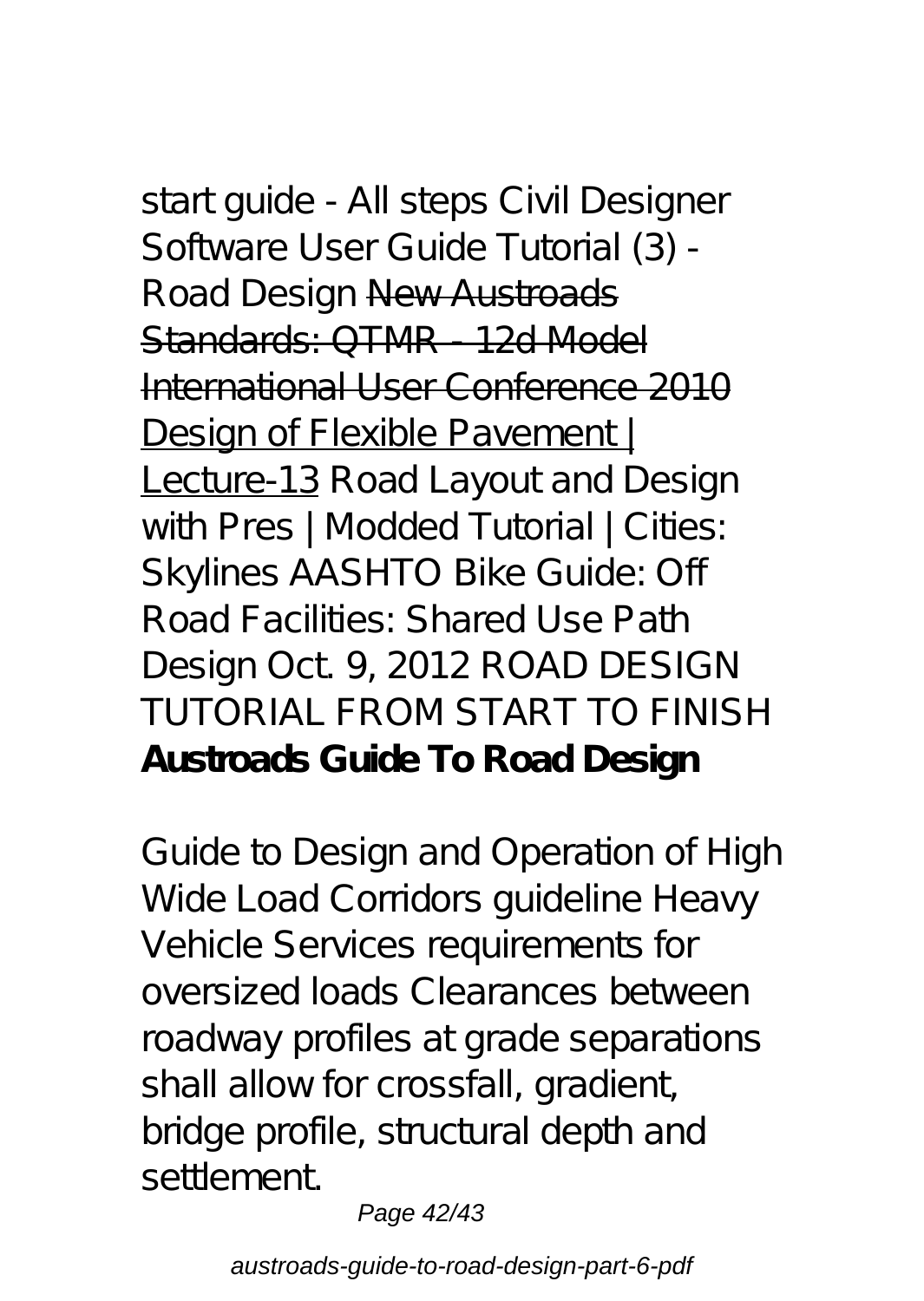start guide - All steps Civil Designer Software User Guide Tutorial (3) - Road Design ~~New Austroads Standards: QTMR - 12d Model International User Conference 2010~~ Design of Flexible Pavement | Lecture-13 Road Layout and Design with Pres | Modded Tutorial | Cities: Skylines AASHTO Bike Guide: Off Road Facilities: Shared Use Path Design Oct. 9, 2012 ROAD DESIGN TUTORIAL FROM START TO FINISH **Austroads Guide To Road Design**

Guide to Design and Operation of High Wide Load Corridors guideline Heavy Vehicle Services requirements for oversized loads Clearances between roadway profiles at grade separations shall allow for crossfall, gradient, bridge profile, structural depth and settlement.